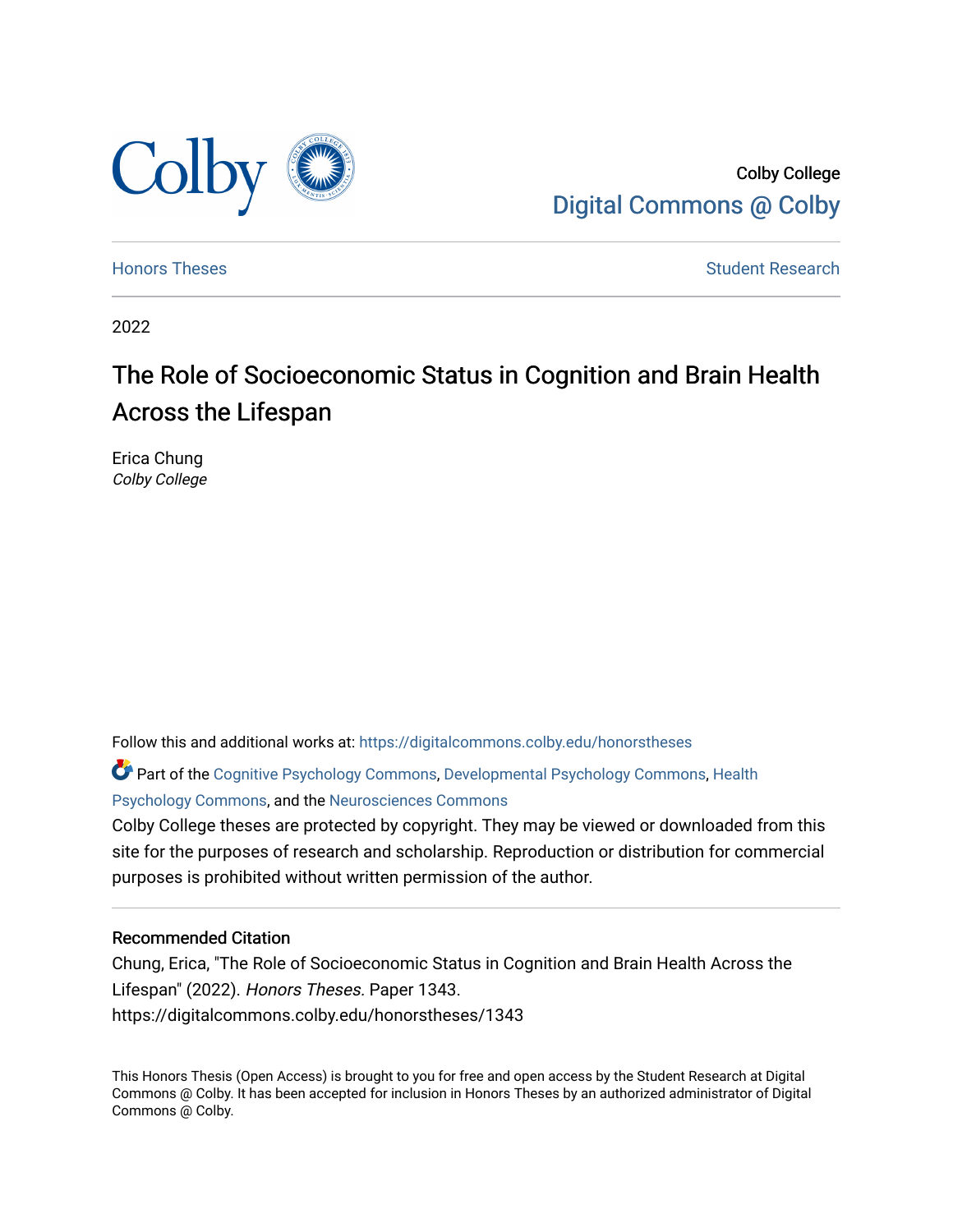Colby College
Digital Commons @ Colby

Honors Theses | Student Research

2022

# The Role of Socioeconomic Status in Cognition and Brain Health Across the Lifespan

Erica Chung
*Colby College*

Follow this and additional works at: https://digitalcommons.colby.edu/honorstheses

Part of the Cognitive Psychology Commons, Developmental Psychology Commons, Health Psychology Commons, and the Neurosciences Commons

Colby College theses are protected by copyright. They may be viewed or downloaded from this site for the purposes of research and scholarship. Reproduction or distribution for commercial purposes is prohibited without written permission of the author.

## Recommended Citation

Chung, Erica, "The Role of Socioeconomic Status in Cognition and Brain Health Across the Lifespan" (2022). *Honors Theses.* Paper 1343.
https://digitalcommons.colby.edu/honorstheses/1343

This Honors Thesis (Open Access) is brought to you for free and open access by the Student Research at Digital Commons @ Colby. It has been accepted for inclusion in Honors Theses by an authorized administrator of Digital Commons @ Colby.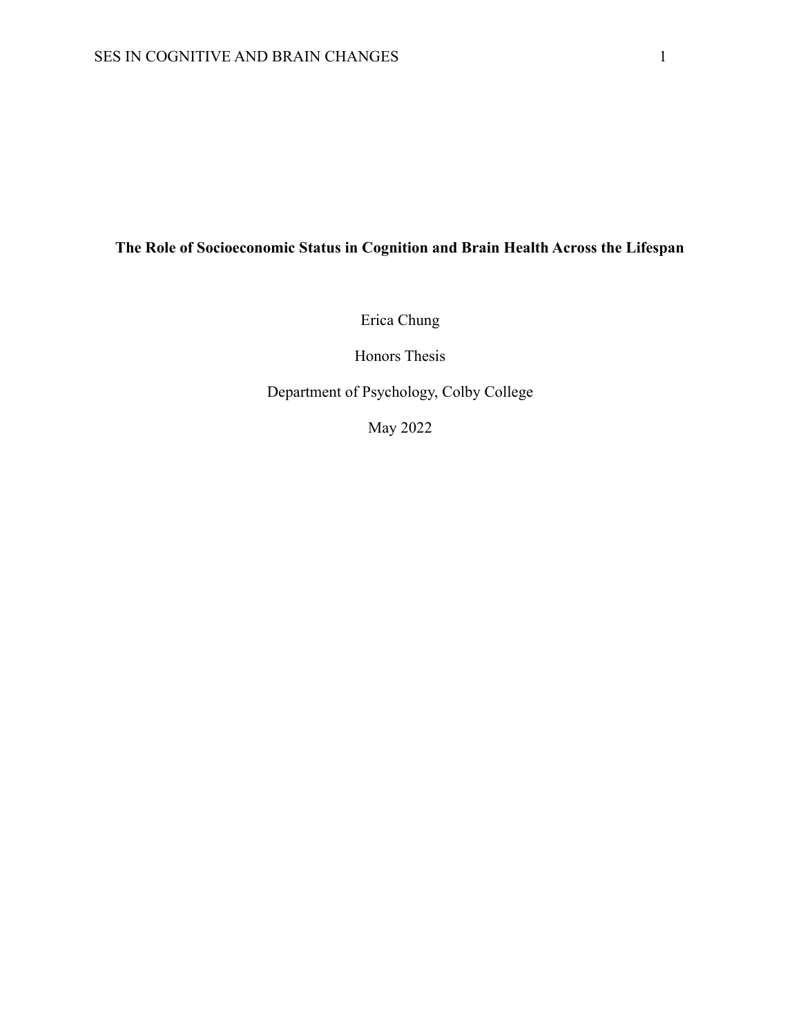# The Role of Socioeconomic Status in Cognition and Brain Health Across the Lifespan

Erica Chung

Honors Thesis

Department of Psychology, Colby College

May 2022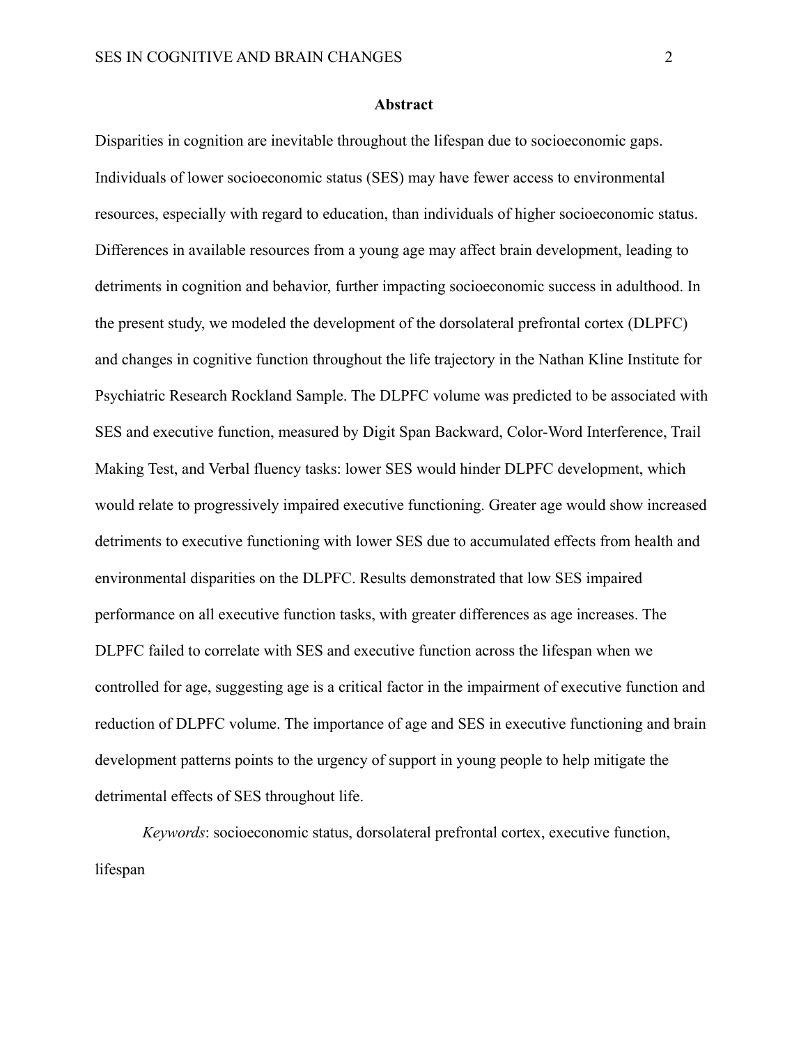# Abstract

Disparities in cognition are inevitable throughout the lifespan due to socioeconomic gaps. Individuals of lower socioeconomic status (SES) may have fewer access to environmental resources, especially with regard to education, than individuals of higher socioeconomic status. Differences in available resources from a young age may affect brain development, leading to detriments in cognition and behavior, further impacting socioeconomic success in adulthood. In the present study, we modeled the development of the dorsolateral prefrontal cortex (DLPFC) and changes in cognitive function throughout the life trajectory in the Nathan Kline Institute for Psychiatric Research Rockland Sample. The DLPFC volume was predicted to be associated with SES and executive function, measured by Digit Span Backward, Color-Word Interference, Trail Making Test, and Verbal fluency tasks: lower SES would hinder DLPFC development, which would relate to progressively impaired executive functioning. Greater age would show increased detriments to executive functioning with lower SES due to accumulated effects from health and environmental disparities on the DLPFC. Results demonstrated that low SES impaired performance on all executive function tasks, with greater differences as age increases. The DLPFC failed to correlate with SES and executive function across the lifespan when we controlled for age, suggesting age is a critical factor in the impairment of executive function and reduction of DLPFC volume. The importance of age and SES in executive functioning and brain development patterns points to the urgency of support in young people to help mitigate the detrimental effects of SES throughout life.

*Keywords*: socioeconomic status, dorsolateral prefrontal cortex, executive function, lifespan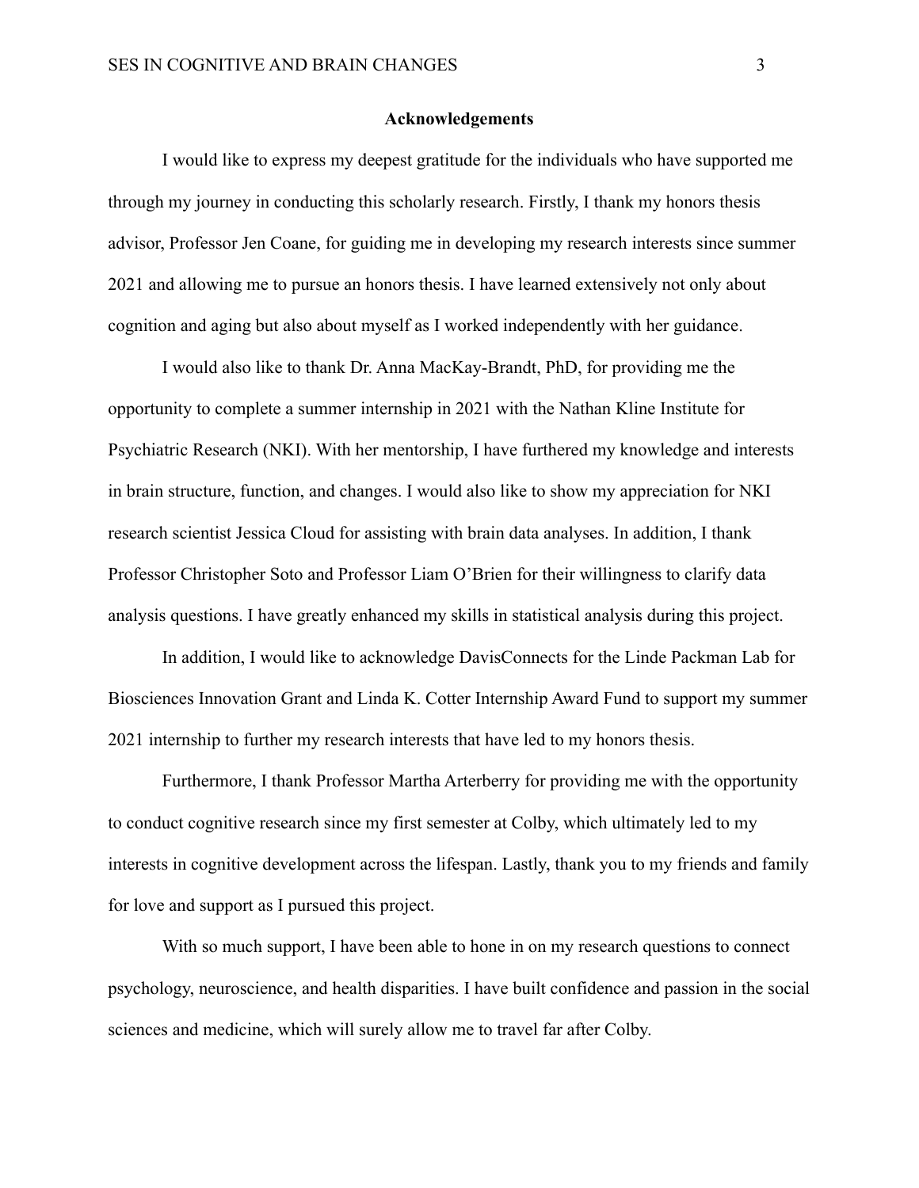## Acknowledgements

I would like to express my deepest gratitude for the individuals who have supported me through my journey in conducting this scholarly research. Firstly, I thank my honors thesis advisor, Professor Jen Coane, for guiding me in developing my research interests since summer 2021 and allowing me to pursue an honors thesis. I have learned extensively not only about cognition and aging but also about myself as I worked independently with her guidance.

I would also like to thank Dr. Anna MacKay-Brandt, PhD, for providing me the opportunity to complete a summer internship in 2021 with the Nathan Kline Institute for Psychiatric Research (NKI). With her mentorship, I have furthered my knowledge and interests in brain structure, function, and changes. I would also like to show my appreciation for NKI research scientist Jessica Cloud for assisting with brain data analyses. In addition, I thank Professor Christopher Soto and Professor Liam O'Brien for their willingness to clarify data analysis questions. I have greatly enhanced my skills in statistical analysis during this project.

In addition, I would like to acknowledge DavisConnects for the Linde Packman Lab for Biosciences Innovation Grant and Linda K. Cotter Internship Award Fund to support my summer 2021 internship to further my research interests that have led to my honors thesis.

Furthermore, I thank Professor Martha Arterberry for providing me with the opportunity to conduct cognitive research since my first semester at Colby, which ultimately led to my interests in cognitive development across the lifespan. Lastly, thank you to my friends and family for love and support as I pursued this project.

With so much support, I have been able to hone in on my research questions to connect psychology, neuroscience, and health disparities. I have built confidence and passion in the social sciences and medicine, which will surely allow me to travel far after Colby.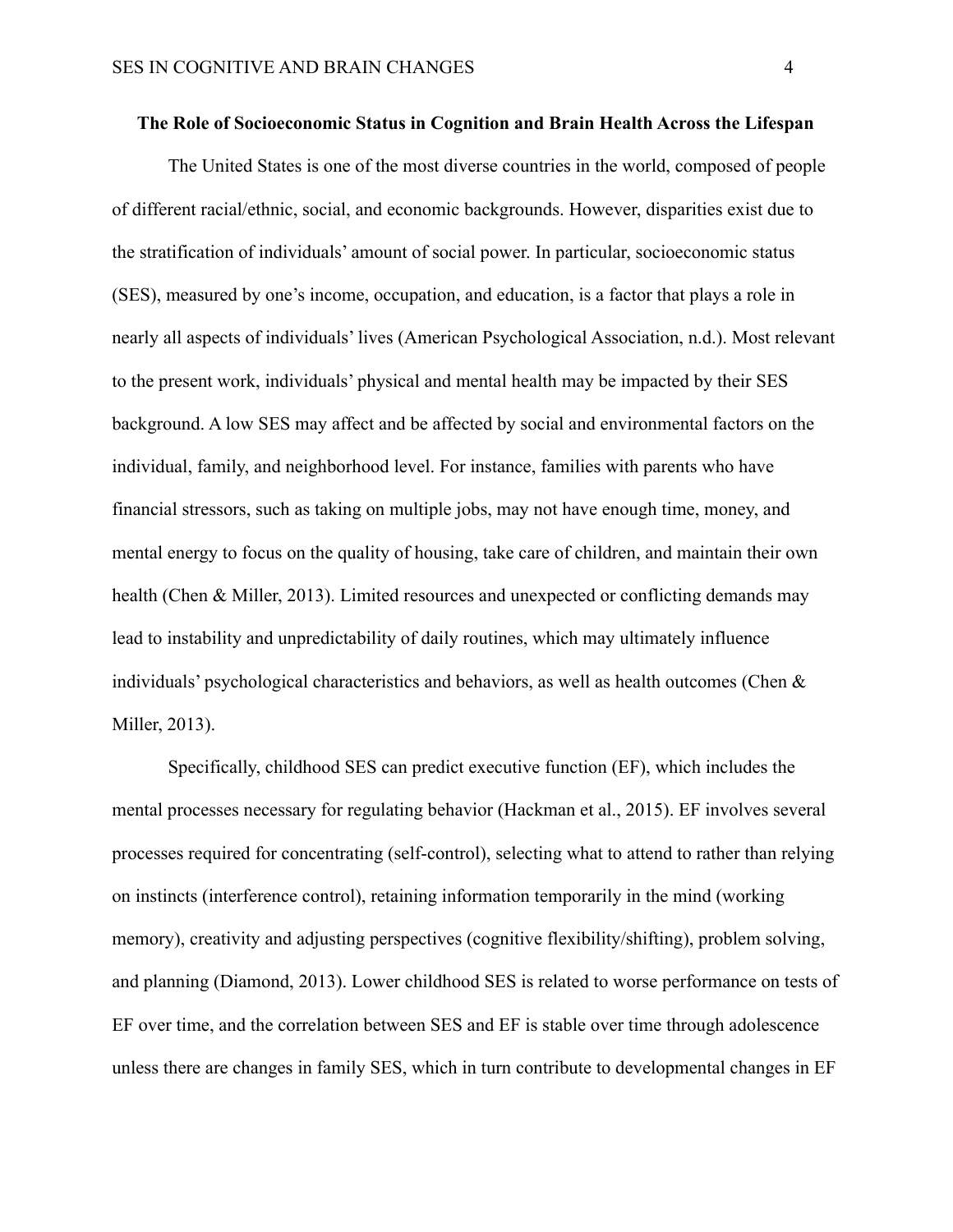# The Role of Socioeconomic Status in Cognition and Brain Health Across the Lifespan

The United States is one of the most diverse countries in the world, composed of people of different racial/ethnic, social, and economic backgrounds. However, disparities exist due to the stratification of individuals' amount of social power. In particular, socioeconomic status (SES), measured by one's income, occupation, and education, is a factor that plays a role in nearly all aspects of individuals' lives (American Psychological Association, n.d.). Most relevant to the present work, individuals' physical and mental health may be impacted by their SES background. A low SES may affect and be affected by social and environmental factors on the individual, family, and neighborhood level. For instance, families with parents who have financial stressors, such as taking on multiple jobs, may not have enough time, money, and mental energy to focus on the quality of housing, take care of children, and maintain their own health (Chen & Miller, 2013). Limited resources and unexpected or conflicting demands may lead to instability and unpredictability of daily routines, which may ultimately influence individuals' psychological characteristics and behaviors, as well as health outcomes (Chen & Miller, 2013).

Specifically, childhood SES can predict executive function (EF), which includes the mental processes necessary for regulating behavior (Hackman et al., 2015). EF involves several processes required for concentrating (self-control), selecting what to attend to rather than relying on instincts (interference control), retaining information temporarily in the mind (working memory), creativity and adjusting perspectives (cognitive flexibility/shifting), problem solving, and planning (Diamond, 2013). Lower childhood SES is related to worse performance on tests of EF over time, and the correlation between SES and EF is stable over time through adolescence unless there are changes in family SES, which in turn contribute to developmental changes in EF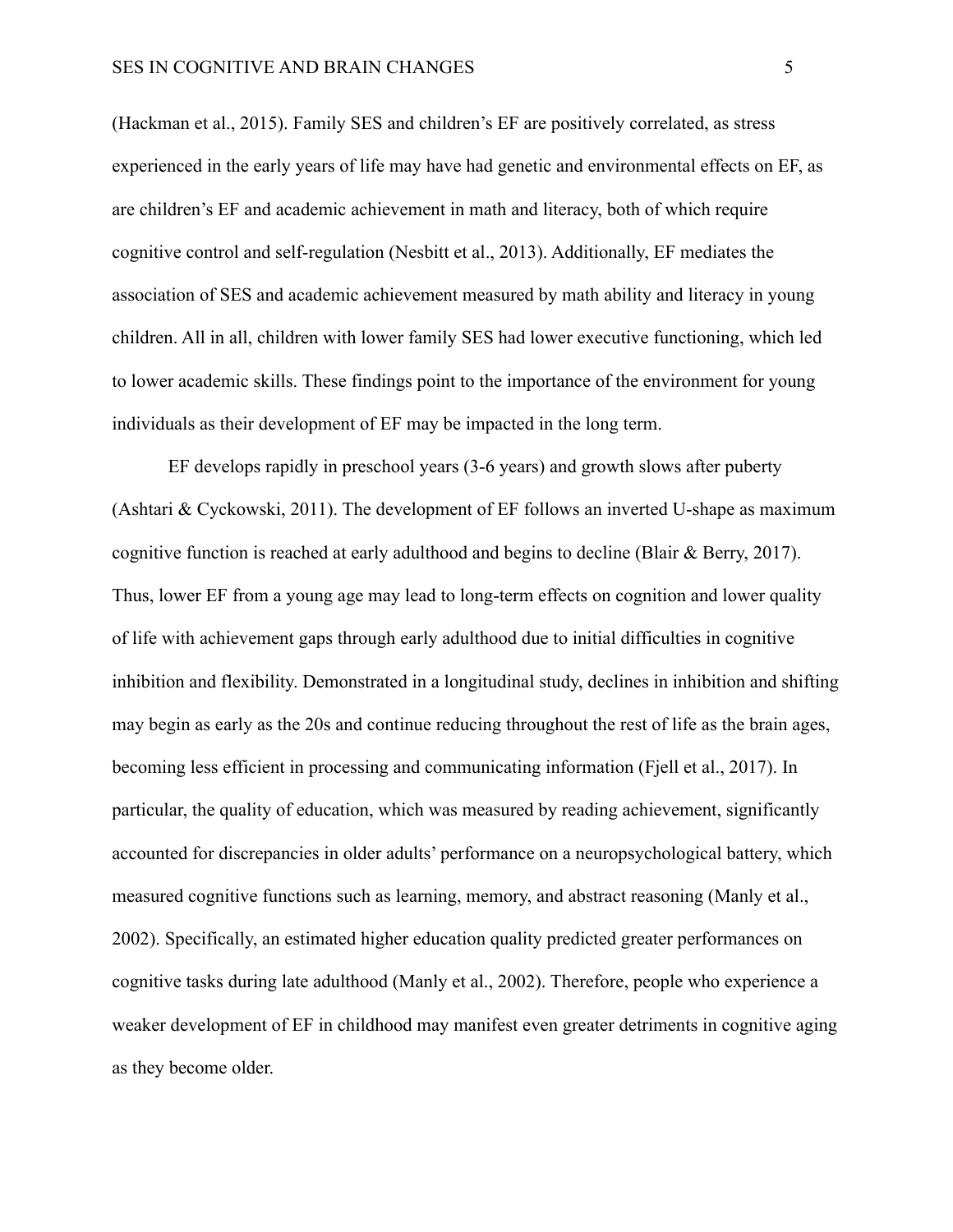(Hackman et al., 2015). Family SES and children's EF are positively correlated, as stress experienced in the early years of life may have had genetic and environmental effects on EF, as are children's EF and academic achievement in math and literacy, both of which require cognitive control and self-regulation (Nesbitt et al., 2013). Additionally, EF mediates the association of SES and academic achievement measured by math ability and literacy in young children. All in all, children with lower family SES had lower executive functioning, which led to lower academic skills. These findings point to the importance of the environment for young individuals as their development of EF may be impacted in the long term.

EF develops rapidly in preschool years (3-6 years) and growth slows after puberty (Ashtari & Cyckowski, 2011). The development of EF follows an inverted U-shape as maximum cognitive function is reached at early adulthood and begins to decline (Blair & Berry, 2017). Thus, lower EF from a young age may lead to long-term effects on cognition and lower quality of life with achievement gaps through early adulthood due to initial difficulties in cognitive inhibition and flexibility. Demonstrated in a longitudinal study, declines in inhibition and shifting may begin as early as the 20s and continue reducing throughout the rest of life as the brain ages, becoming less efficient in processing and communicating information (Fjell et al., 2017). In particular, the quality of education, which was measured by reading achievement, significantly accounted for discrepancies in older adults' performance on a neuropsychological battery, which measured cognitive functions such as learning, memory, and abstract reasoning (Manly et al., 2002). Specifically, an estimated higher education quality predicted greater performances on cognitive tasks during late adulthood (Manly et al., 2002). Therefore, people who experience a weaker development of EF in childhood may manifest even greater detriments in cognitive aging as they become older.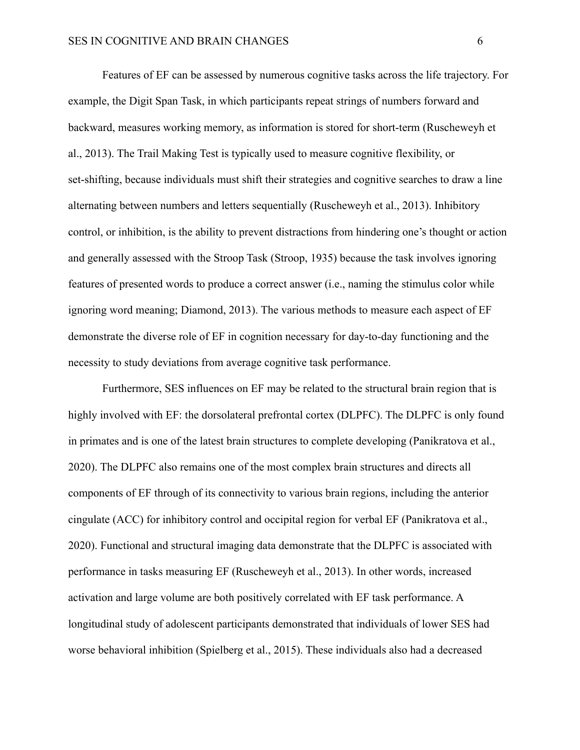Features of EF can be assessed by numerous cognitive tasks across the life trajectory. For example, the Digit Span Task, in which participants repeat strings of numbers forward and backward, measures working memory, as information is stored for short-term (Ruscheweyh et al., 2013). The Trail Making Test is typically used to measure cognitive flexibility, or set-shifting, because individuals must shift their strategies and cognitive searches to draw a line alternating between numbers and letters sequentially (Ruscheweyh et al., 2013). Inhibitory control, or inhibition, is the ability to prevent distractions from hindering one's thought or action and generally assessed with the Stroop Task (Stroop, 1935) because the task involves ignoring features of presented words to produce a correct answer (i.e., naming the stimulus color while ignoring word meaning; Diamond, 2013). The various methods to measure each aspect of EF demonstrate the diverse role of EF in cognition necessary for day-to-day functioning and the necessity to study deviations from average cognitive task performance.

Furthermore, SES influences on EF may be related to the structural brain region that is highly involved with EF: the dorsolateral prefrontal cortex (DLPFC). The DLPFC is only found in primates and is one of the latest brain structures to complete developing (Panikratova et al., 2020). The DLPFC also remains one of the most complex brain structures and directs all components of EF through of its connectivity to various brain regions, including the anterior cingulate (ACC) for inhibitory control and occipital region for verbal EF (Panikratova et al., 2020). Functional and structural imaging data demonstrate that the DLPFC is associated with performance in tasks measuring EF (Ruscheweyh et al., 2013). In other words, increased activation and large volume are both positively correlated with EF task performance. A longitudinal study of adolescent participants demonstrated that individuals of lower SES had worse behavioral inhibition (Spielberg et al., 2015). These individuals also had a decreased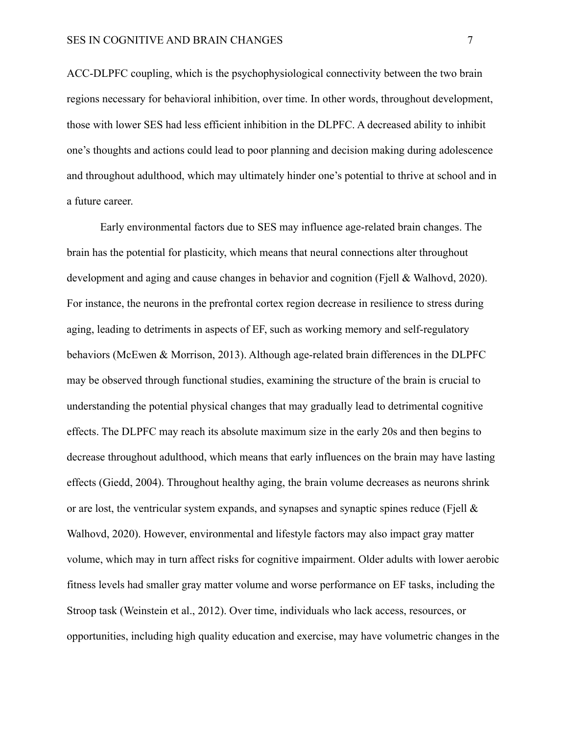ACC-DLPFC coupling, which is the psychophysiological connectivity between the two brain regions necessary for behavioral inhibition, over time. In other words, throughout development, those with lower SES had less efficient inhibition in the DLPFC. A decreased ability to inhibit one's thoughts and actions could lead to poor planning and decision making during adolescence and throughout adulthood, which may ultimately hinder one's potential to thrive at school and in a future career.

Early environmental factors due to SES may influence age-related brain changes. The brain has the potential for plasticity, which means that neural connections alter throughout development and aging and cause changes in behavior and cognition (Fjell & Walhovd, 2020). For instance, the neurons in the prefrontal cortex region decrease in resilience to stress during aging, leading to detriments in aspects of EF, such as working memory and self-regulatory behaviors (McEwen & Morrison, 2013). Although age-related brain differences in the DLPFC may be observed through functional studies, examining the structure of the brain is crucial to understanding the potential physical changes that may gradually lead to detrimental cognitive effects. The DLPFC may reach its absolute maximum size in the early 20s and then begins to decrease throughout adulthood, which means that early influences on the brain may have lasting effects (Giedd, 2004). Throughout healthy aging, the brain volume decreases as neurons shrink or are lost, the ventricular system expands, and synapses and synaptic spines reduce (Fjell & Walhovd, 2020). However, environmental and lifestyle factors may also impact gray matter volume, which may in turn affect risks for cognitive impairment. Older adults with lower aerobic fitness levels had smaller gray matter volume and worse performance on EF tasks, including the Stroop task (Weinstein et al., 2012). Over time, individuals who lack access, resources, or opportunities, including high quality education and exercise, may have volumetric changes in the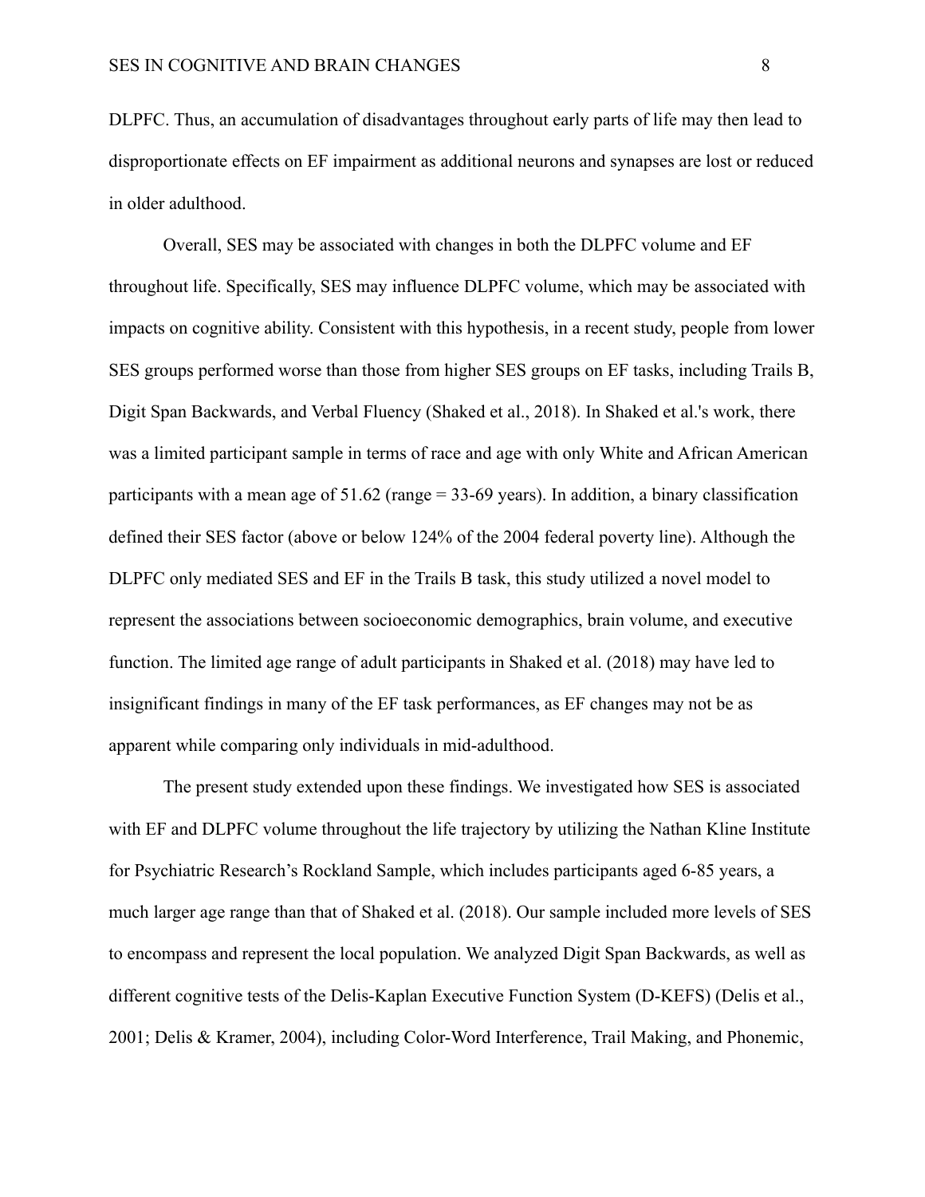DLPFC. Thus, an accumulation of disadvantages throughout early parts of life may then lead to disproportionate effects on EF impairment as additional neurons and synapses are lost or reduced in older adulthood.

Overall, SES may be associated with changes in both the DLPFC volume and EF throughout life. Specifically, SES may influence DLPFC volume, which may be associated with impacts on cognitive ability. Consistent with this hypothesis, in a recent study, people from lower SES groups performed worse than those from higher SES groups on EF tasks, including Trails B, Digit Span Backwards, and Verbal Fluency (Shaked et al., 2018). In Shaked et al.'s work, there was a limited participant sample in terms of race and age with only White and African American participants with a mean age of 51.62 (range = 33-69 years). In addition, a binary classification defined their SES factor (above or below 124% of the 2004 federal poverty line). Although the DLPFC only mediated SES and EF in the Trails B task, this study utilized a novel model to represent the associations between socioeconomic demographics, brain volume, and executive function. The limited age range of adult participants in Shaked et al. (2018) may have led to insignificant findings in many of the EF task performances, as EF changes may not be as apparent while comparing only individuals in mid-adulthood.

The present study extended upon these findings. We investigated how SES is associated with EF and DLPFC volume throughout the life trajectory by utilizing the Nathan Kline Institute for Psychiatric Research's Rockland Sample, which includes participants aged 6-85 years, a much larger age range than that of Shaked et al. (2018). Our sample included more levels of SES to encompass and represent the local population. We analyzed Digit Span Backwards, as well as different cognitive tests of the Delis-Kaplan Executive Function System (D-KEFS) (Delis et al., 2001; Delis & Kramer, 2004), including Color-Word Interference, Trail Making, and Phonemic,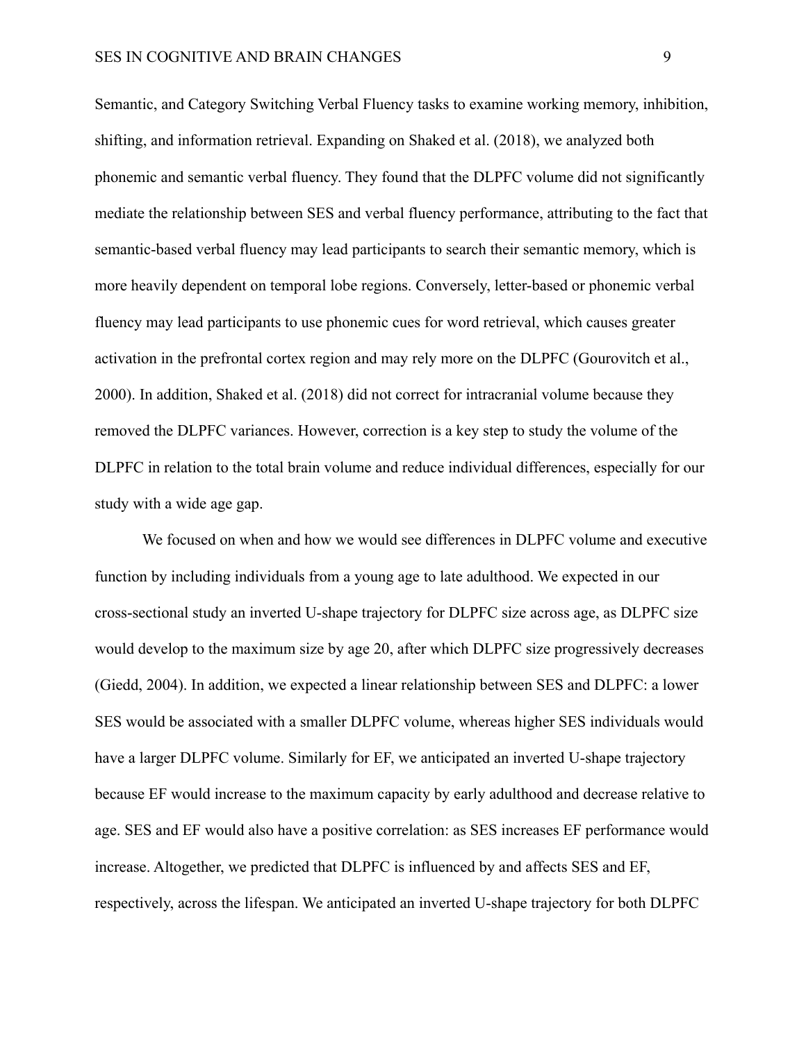Semantic, and Category Switching Verbal Fluency tasks to examine working memory, inhibition, shifting, and information retrieval. Expanding on Shaked et al. (2018), we analyzed both phonemic and semantic verbal fluency. They found that the DLPFC volume did not significantly mediate the relationship between SES and verbal fluency performance, attributing to the fact that semantic-based verbal fluency may lead participants to search their semantic memory, which is more heavily dependent on temporal lobe regions. Conversely, letter-based or phonemic verbal fluency may lead participants to use phonemic cues for word retrieval, which causes greater activation in the prefrontal cortex region and may rely more on the DLPFC (Gourovitch et al., 2000). In addition, Shaked et al. (2018) did not correct for intracranial volume because they removed the DLPFC variances. However, correction is a key step to study the volume of the DLPFC in relation to the total brain volume and reduce individual differences, especially for our study with a wide age gap.

We focused on when and how we would see differences in DLPFC volume and executive function by including individuals from a young age to late adulthood. We expected in our cross-sectional study an inverted U-shape trajectory for DLPFC size across age, as DLPFC size would develop to the maximum size by age 20, after which DLPFC size progressively decreases (Giedd, 2004). In addition, we expected a linear relationship between SES and DLPFC: a lower SES would be associated with a smaller DLPFC volume, whereas higher SES individuals would have a larger DLPFC volume. Similarly for EF, we anticipated an inverted U-shape trajectory because EF would increase to the maximum capacity by early adulthood and decrease relative to age. SES and EF would also have a positive correlation: as SES increases EF performance would increase. Altogether, we predicted that DLPFC is influenced by and affects SES and EF, respectively, across the lifespan. We anticipated an inverted U-shape trajectory for both DLPFC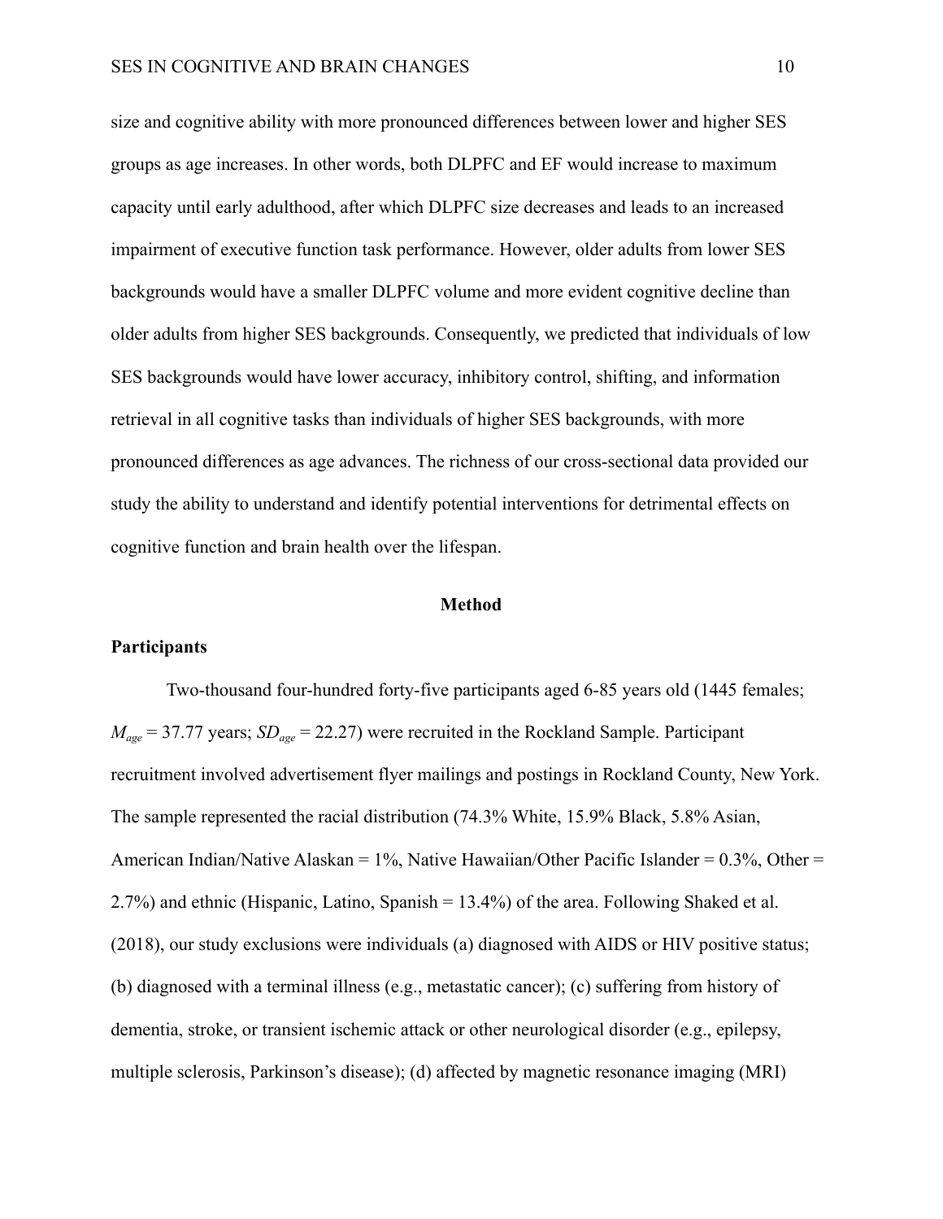size and cognitive ability with more pronounced differences between lower and higher SES groups as age increases. In other words, both DLPFC and EF would increase to maximum capacity until early adulthood, after which DLPFC size decreases and leads to an increased impairment of executive function task performance. However, older adults from lower SES backgrounds would have a smaller DLPFC volume and more evident cognitive decline than older adults from higher SES backgrounds. Consequently, we predicted that individuals of low SES backgrounds would have lower accuracy, inhibitory control, shifting, and information retrieval in all cognitive tasks than individuals of higher SES backgrounds, with more pronounced differences as age advances. The richness of our cross-sectional data provided our study the ability to understand and identify potential interventions for detrimental effects on cognitive function and brain health over the lifespan.

## Method

### Participants

Two-thousand four-hundred forty-five participants aged 6-85 years old (1445 females; $M_{age}$ = 37.77 years; $SD_{age}$ = 22.27) were recruited in the Rockland Sample. Participant recruitment involved advertisement flyer mailings and postings in Rockland County, New York. The sample represented the racial distribution (74.3% White, 15.9% Black, 5.8% Asian, American Indian/Native Alaskan = 1%, Native Hawaiian/Other Pacific Islander = 0.3%, Other = 2.7%) and ethnic (Hispanic, Latino, Spanish = 13.4%) of the area. Following Shaked et al. (2018), our study exclusions were individuals (a) diagnosed with AIDS or HIV positive status; (b) diagnosed with a terminal illness (e.g., metastatic cancer); (c) suffering from history of dementia, stroke, or transient ischemic attack or other neurological disorder (e.g., epilepsy, multiple sclerosis, Parkinson's disease); (d) affected by magnetic resonance imaging (MRI)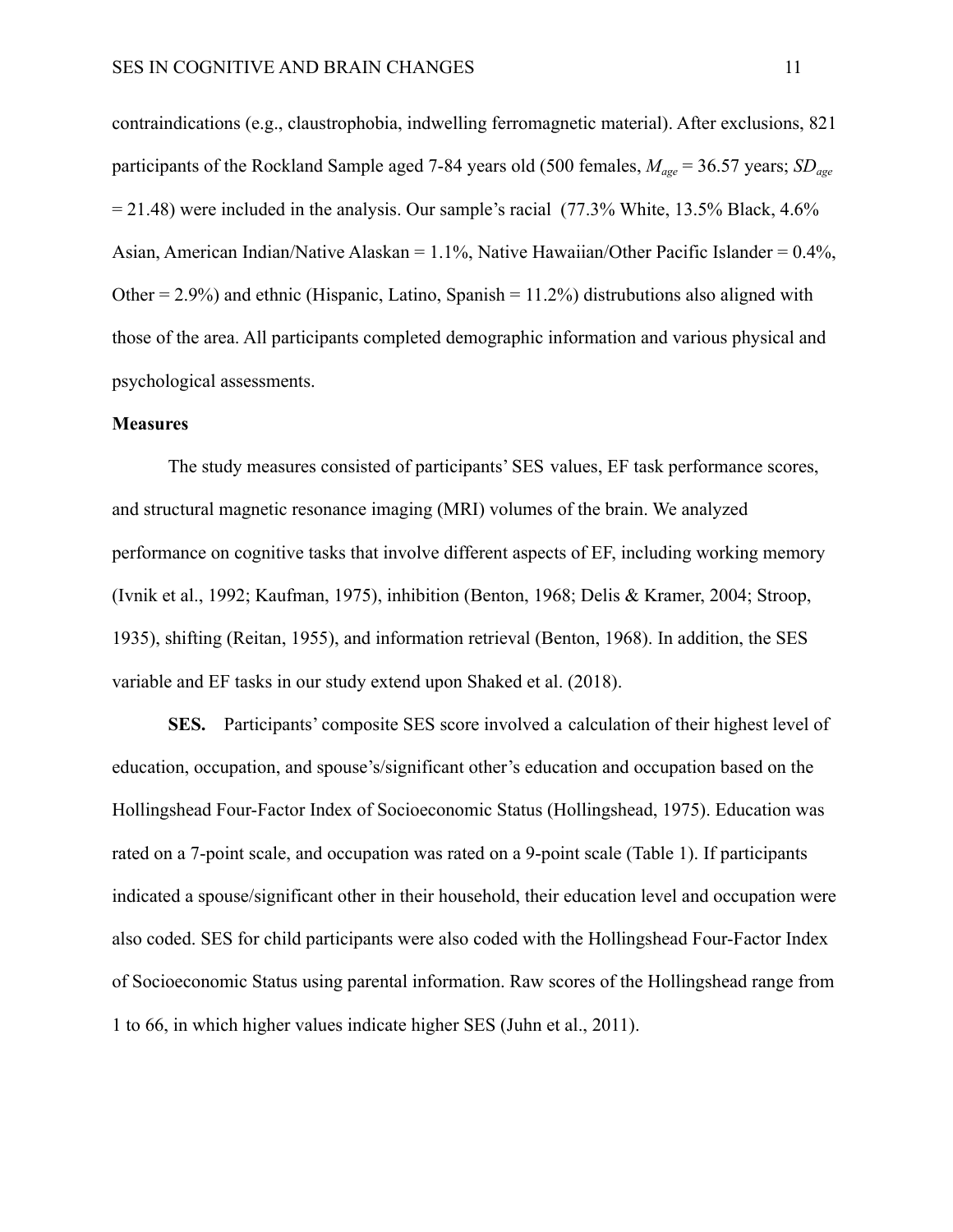contraindications (e.g., claustrophobia, indwelling ferromagnetic material). After exclusions, 821 participants of the Rockland Sample aged 7-84 years old (500 females, $M_{age}$ = 36.57 years; $SD_{age}$ = 21.48) were included in the analysis. Our sample's racial (77.3% White, 13.5% Black, 4.6% Asian, American Indian/Native Alaskan = 1.1%, Native Hawaiian/Other Pacific Islander = 0.4%, Other = 2.9%) and ethnic (Hispanic, Latino, Spanish = 11.2%) distrubutions also aligned with those of the area. All participants completed demographic information and various physical and psychological assessments.

## Measures

The study measures consisted of participants' SES values, EF task performance scores, and structural magnetic resonance imaging (MRI) volumes of the brain. We analyzed performance on cognitive tasks that involve different aspects of EF, including working memory (Ivnik et al., 1992; Kaufman, 1975), inhibition (Benton, 1968; Delis & Kramer, 2004; Stroop, 1935), shifting (Reitan, 1955), and information retrieval (Benton, 1968). In addition, the SES variable and EF tasks in our study extend upon Shaked et al. (2018).

**SES.** Participants' composite SES score involved a calculation of their highest level of education, occupation, and spouse's/significant other's education and occupation based on the Hollingshead Four-Factor Index of Socioeconomic Status (Hollingshead, 1975). Education was rated on a 7-point scale, and occupation was rated on a 9-point scale (Table 1). If participants indicated a spouse/significant other in their household, their education level and occupation were also coded. SES for child participants were also coded with the Hollingshead Four-Factor Index of Socioeconomic Status using parental information. Raw scores of the Hollingshead range from 1 to 66, in which higher values indicate higher SES (Juhn et al., 2011).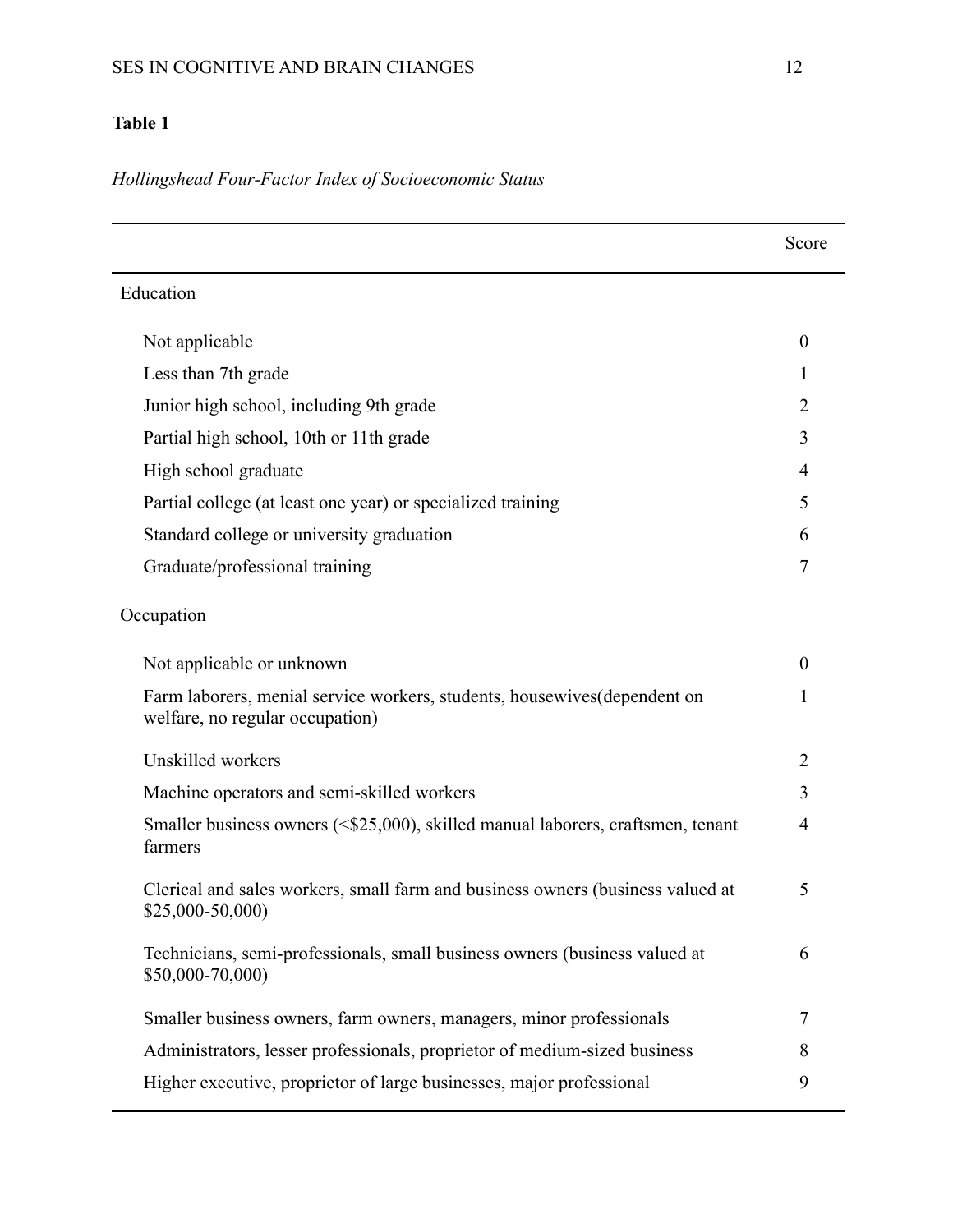**Table 1**

*Hollingshead Four-Factor Index of Socioeconomic Status*

| | Score |
|---|---|
| Education | |
| Not applicable | 0 |
| Less than 7th grade | 1 |
| Junior high school, including 9th grade | 2 |
| Partial high school, 10th or 11th grade | 3 |
| High school graduate | 4 |
| Partial college (at least one year) or specialized training | 5 |
| Standard college or university graduation | 6 |
| Graduate/professional training | 7 |
| Occupation | |
| Not applicable or unknown | 0 |
| Farm laborers, menial service workers, students, housewives(dependent on welfare, no regular occupation) | 1 |
| Unskilled workers | 2 |
| Machine operators and semi-skilled workers | 3 |
| Smaller business owners (<$25,000), skilled manual laborers, craftsmen, tenant farmers | 4 |
| Clerical and sales workers, small farm and business owners (business valued at $25,000-50,000) | 5 |
| Technicians, semi-professionals, small business owners (business valued at $50,000-70,000) | 6 |
| Smaller business owners, farm owners, managers, minor professionals | 7 |
| Administrators, lesser professionals, proprietor of medium-sized business | 8 |
| Higher executive, proprietor of large businesses, major professional | 9 |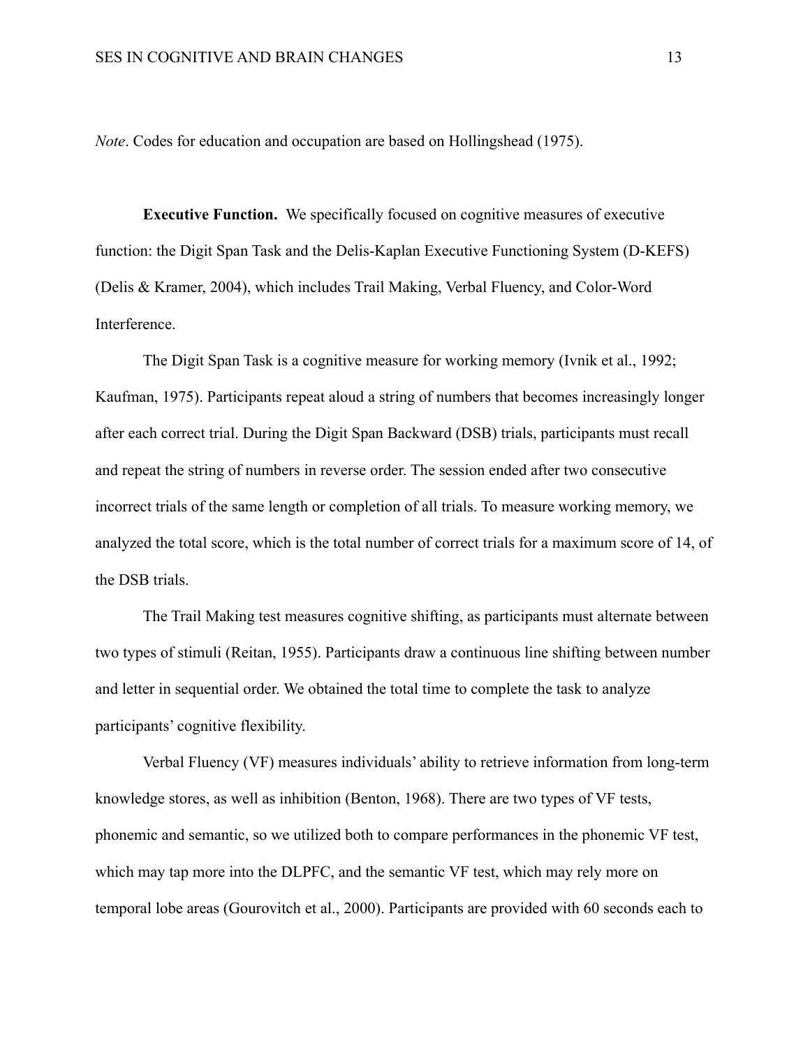*Note*. Codes for education and occupation are based on Hollingshead (1975).

**Executive Function.** We specifically focused on cognitive measures of executive function: the Digit Span Task and the Delis-Kaplan Executive Functioning System (D-KEFS) (Delis & Kramer, 2004), which includes Trail Making, Verbal Fluency, and Color-Word Interference.

The Digit Span Task is a cognitive measure for working memory (Ivnik et al., 1992; Kaufman, 1975). Participants repeat aloud a string of numbers that becomes increasingly longer after each correct trial. During the Digit Span Backward (DSB) trials, participants must recall and repeat the string of numbers in reverse order. The session ended after two consecutive incorrect trials of the same length or completion of all trials. To measure working memory, we analyzed the total score, which is the total number of correct trials for a maximum score of 14, of the DSB trials.

The Trail Making test measures cognitive shifting, as participants must alternate between two types of stimuli (Reitan, 1955). Participants draw a continuous line shifting between number and letter in sequential order. We obtained the total time to complete the task to analyze participants' cognitive flexibility.

Verbal Fluency (VF) measures individuals' ability to retrieve information from long-term knowledge stores, as well as inhibition (Benton, 1968). There are two types of VF tests, phonemic and semantic, so we utilized both to compare performances in the phonemic VF test, which may tap more into the DLPFC, and the semantic VF test, which may rely more on temporal lobe areas (Gourovitch et al., 2000). Participants are provided with 60 seconds each to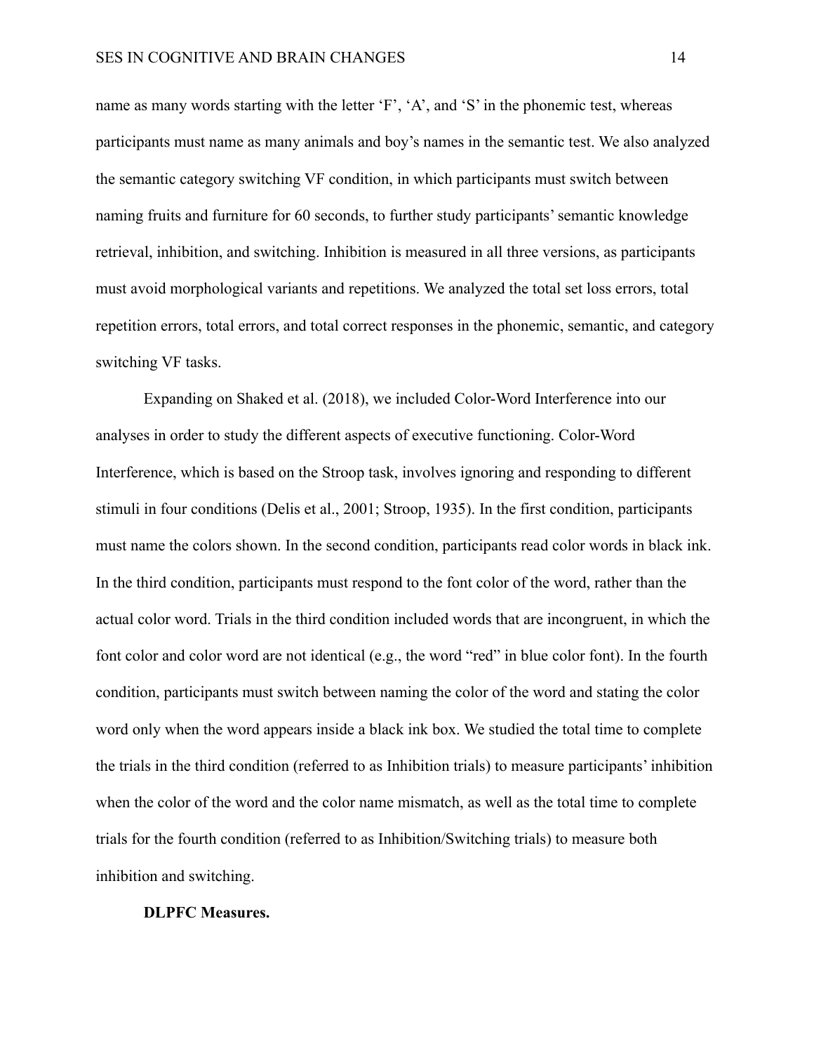name as many words starting with the letter 'F', 'A', and 'S' in the phonemic test, whereas participants must name as many animals and boy's names in the semantic test. We also analyzed the semantic category switching VF condition, in which participants must switch between naming fruits and furniture for 60 seconds, to further study participants' semantic knowledge retrieval, inhibition, and switching. Inhibition is measured in all three versions, as participants must avoid morphological variants and repetitions. We analyzed the total set loss errors, total repetition errors, total errors, and total correct responses in the phonemic, semantic, and category switching VF tasks.

Expanding on Shaked et al. (2018), we included Color-Word Interference into our analyses in order to study the different aspects of executive functioning. Color-Word Interference, which is based on the Stroop task, involves ignoring and responding to different stimuli in four conditions (Delis et al., 2001; Stroop, 1935). In the first condition, participants must name the colors shown. In the second condition, participants read color words in black ink. In the third condition, participants must respond to the font color of the word, rather than the actual color word. Trials in the third condition included words that are incongruent, in which the font color and color word are not identical (e.g., the word "red" in blue color font). In the fourth condition, participants must switch between naming the color of the word and stating the color word only when the word appears inside a black ink box. We studied the total time to complete the trials in the third condition (referred to as Inhibition trials) to measure participants' inhibition when the color of the word and the color name mismatch, as well as the total time to complete trials for the fourth condition (referred to as Inhibition/Switching trials) to measure both inhibition and switching.

**DLPFC Measures.**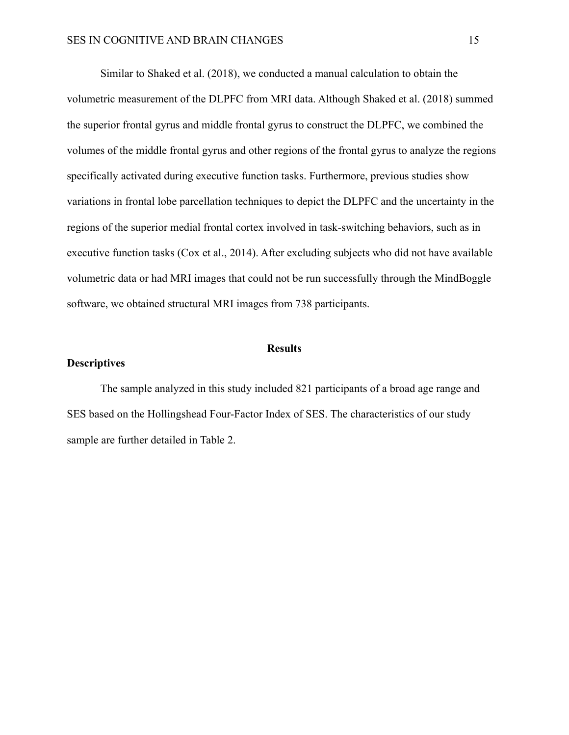Similar to Shaked et al. (2018), we conducted a manual calculation to obtain the volumetric measurement of the DLPFC from MRI data. Although Shaked et al. (2018) summed the superior frontal gyrus and middle frontal gyrus to construct the DLPFC, we combined the volumes of the middle frontal gyrus and other regions of the frontal gyrus to analyze the regions specifically activated during executive function tasks. Furthermore, previous studies show variations in frontal lobe parcellation techniques to depict the DLPFC and the uncertainty in the regions of the superior medial frontal cortex involved in task-switching behaviors, such as in executive function tasks (Cox et al., 2014). After excluding subjects who did not have available volumetric data or had MRI images that could not be run successfully through the MindBoggle software, we obtained structural MRI images from 738 participants.

# Results

## Descriptives

The sample analyzed in this study included 821 participants of a broad age range and SES based on the Hollingshead Four-Factor Index of SES. The characteristics of our study sample are further detailed in Table 2.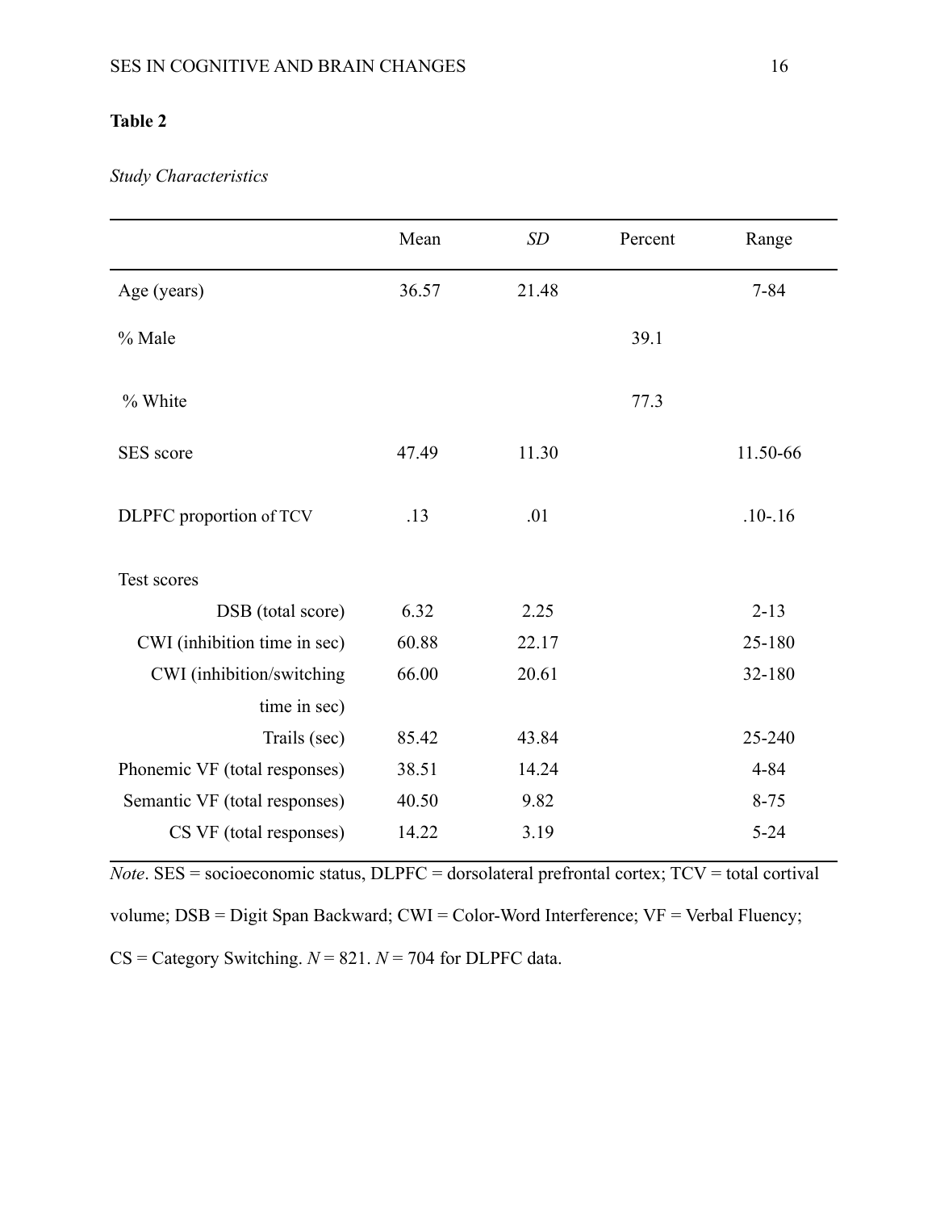**Table 2**

*Study Characteristics*

| | Mean | *SD* | Percent | Range |
|---|---|---|---|---|
| Age (years) | 36.57 | 21.48 | | 7-84 |
| % Male | | | 39.1 | |
| % White | | | 77.3 | |
| SES score | 47.49 | 11.30 | | 11.50-66 |
| DLPFC proportion of TCV | .13 | .01 | | .10-.16 |
| Test scores | | | | |
| DSB (total score) | 6.32 | 2.25 | | 2-13 |
| CWI (inhibition time in sec) | 60.88 | 22.17 | | 25-180 |
| CWI (inhibition/switching time in sec) | 66.00 | 20.61 | | 32-180 |
| Trails (sec) | 85.42 | 43.84 | | 25-240 |
| Phonemic VF (total responses) | 38.51 | 14.24 | | 4-84 |
| Semantic VF (total responses) | 40.50 | 9.82 | | 8-75 |
| CS VF (total responses) | 14.22 | 3.19 | | 5-24 |

*Note*. SES = socioeconomic status, DLPFC = dorsolateral prefrontal cortex; TCV = total cortival volume; DSB = Digit Span Backward; CWI = Color-Word Interference; VF = Verbal Fluency; CS = Category Switching. $N = 821$. $N = 704$ for DLPFC data.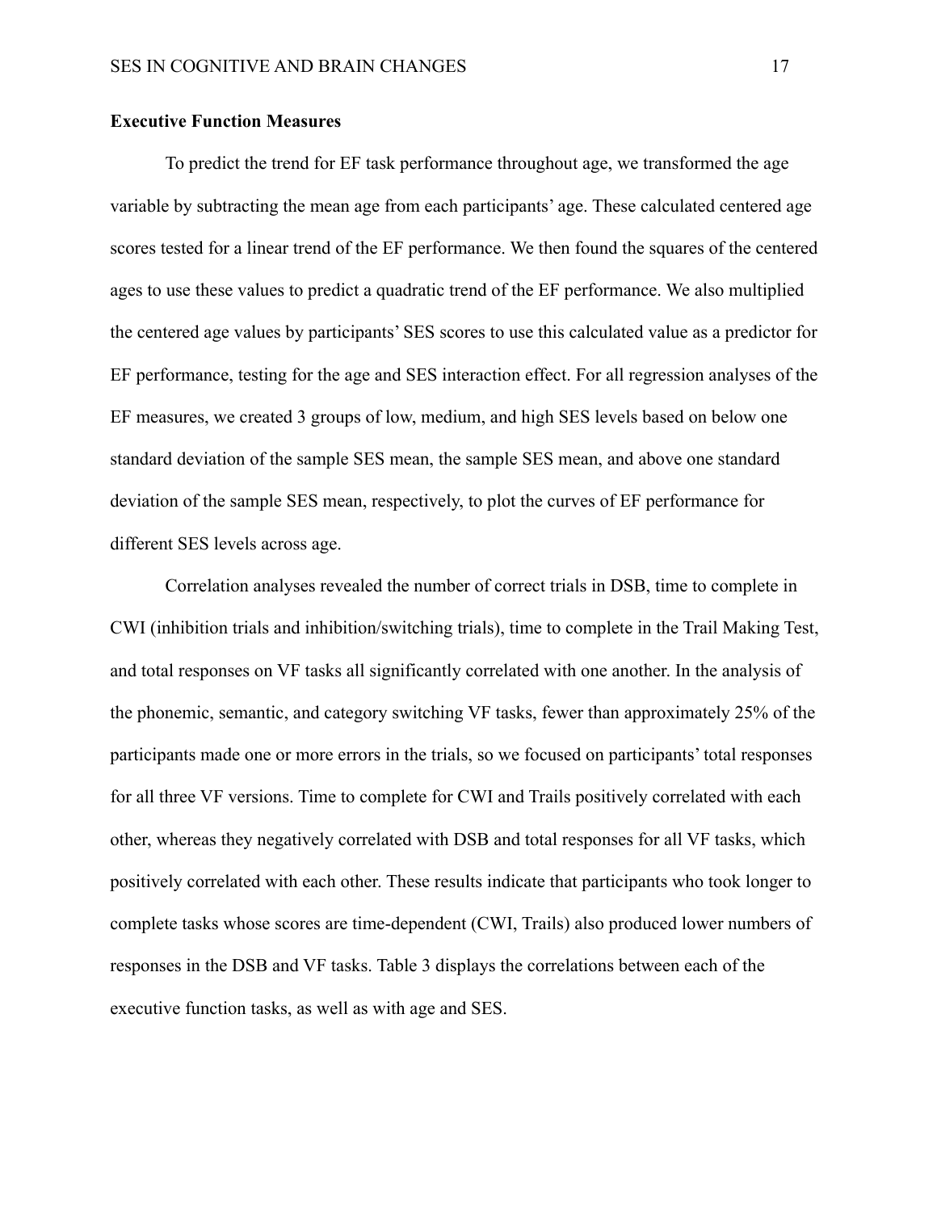**Executive Function Measures**

To predict the trend for EF task performance throughout age, we transformed the age variable by subtracting the mean age from each participants' age. These calculated centered age scores tested for a linear trend of the EF performance. We then found the squares of the centered ages to use these values to predict a quadratic trend of the EF performance. We also multiplied the centered age values by participants' SES scores to use this calculated value as a predictor for EF performance, testing for the age and SES interaction effect. For all regression analyses of the EF measures, we created 3 groups of low, medium, and high SES levels based on below one standard deviation of the sample SES mean, the sample SES mean, and above one standard deviation of the sample SES mean, respectively, to plot the curves of EF performance for different SES levels across age.

Correlation analyses revealed the number of correct trials in DSB, time to complete in CWI (inhibition trials and inhibition/switching trials), time to complete in the Trail Making Test, and total responses on VF tasks all significantly correlated with one another. In the analysis of the phonemic, semantic, and category switching VF tasks, fewer than approximately 25% of the participants made one or more errors in the trials, so we focused on participants' total responses for all three VF versions. Time to complete for CWI and Trails positively correlated with each other, whereas they negatively correlated with DSB and total responses for all VF tasks, which positively correlated with each other. These results indicate that participants who took longer to complete tasks whose scores are time-dependent (CWI, Trails) also produced lower numbers of responses in the DSB and VF tasks. Table 3 displays the correlations between each of the executive function tasks, as well as with age and SES.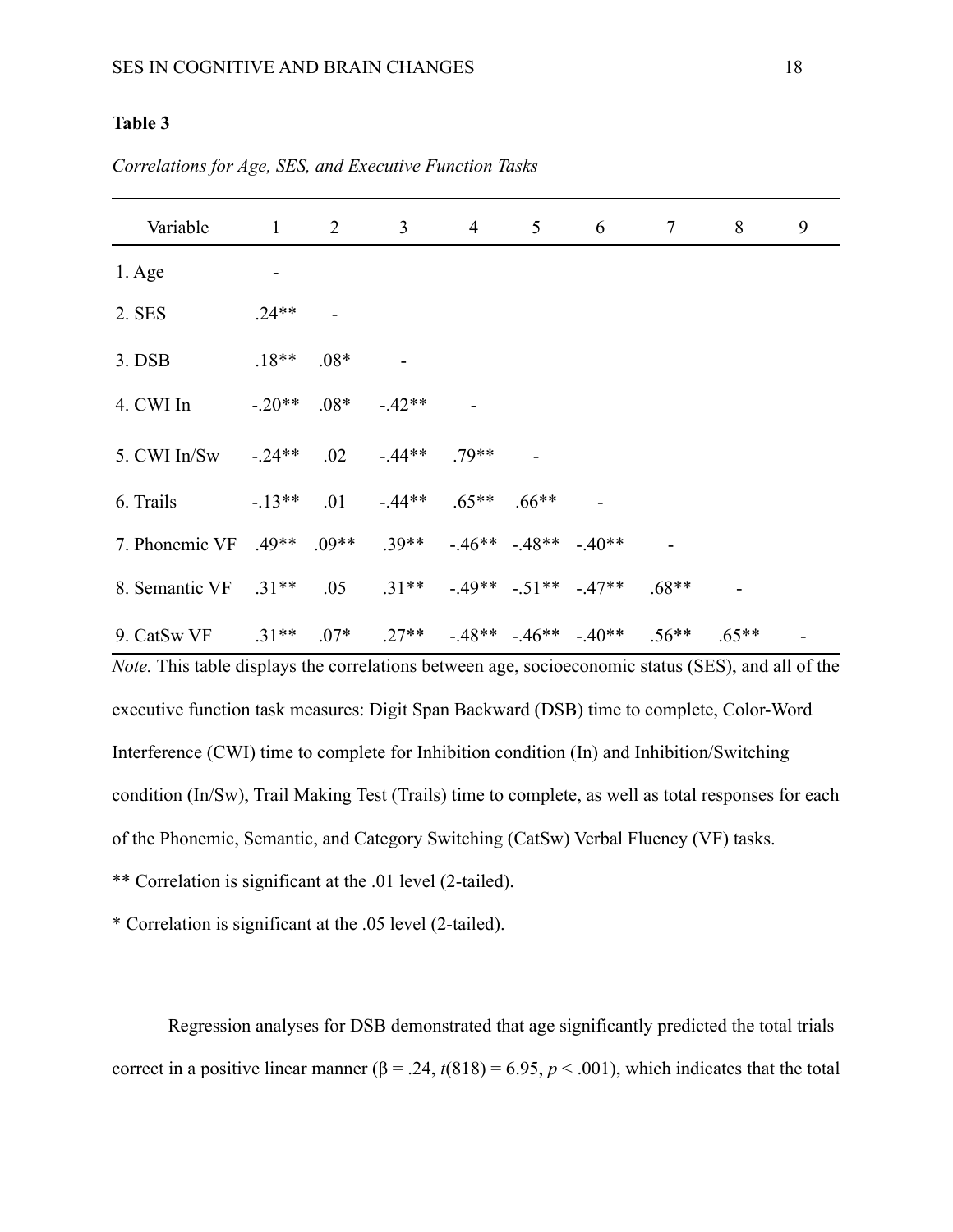**Table 3**

*Correlations for Age, SES, and Executive Function Tasks*

| Variable | 1 | 2 | 3 | 4 | 5 | 6 | 7 | 8 | 9 |
|---|---|---|---|---|---|---|---|---|---|
| 1. Age | - | | | | | | | | |
| 2. SES | .24** | - | | | | | | | |
| 3. DSB | .18** | .08* | - | | | | | | |
| 4. CWI In | -.20** | .08* | -.42** | - | | | | | |
| 5. CWI In/Sw | -.24** | .02 | -.44** | .79** | - | | | | |
| 6. Trails | -.13** | .01 | -.44** | .65** | .66** | - | | | |
| 7. Phonemic VF | .49** | .09** | .39** | -.46** | -.48** | -.40** | - | | |
| 8. Semantic VF | .31** | .05 | .31** | -.49** | -.51** | -.47** | .68** | - | |
| 9. CatSw VF | .31** | .07* | .27** | -.48** | -.46** | -.40** | .56** | .65** | - |

*Note.* This table displays the correlations between age, socioeconomic status (SES), and all of the executive function task measures: Digit Span Backward (DSB) time to complete, Color-Word Interference (CWI) time to complete for Inhibition condition (In) and Inhibition/Switching condition (In/Sw), Trail Making Test (Trails) time to complete, as well as total responses for each of the Phonemic, Semantic, and Category Switching (CatSw) Verbal Fluency (VF) tasks.

** Correlation is significant at the .01 level (2-tailed).

* Correlation is significant at the .05 level (2-tailed).

Regression analyses for DSB demonstrated that age significantly predicted the total trials correct in a positive linear manner ($\beta = .24$, $t(818) = 6.95$, $p < .001$), which indicates that the total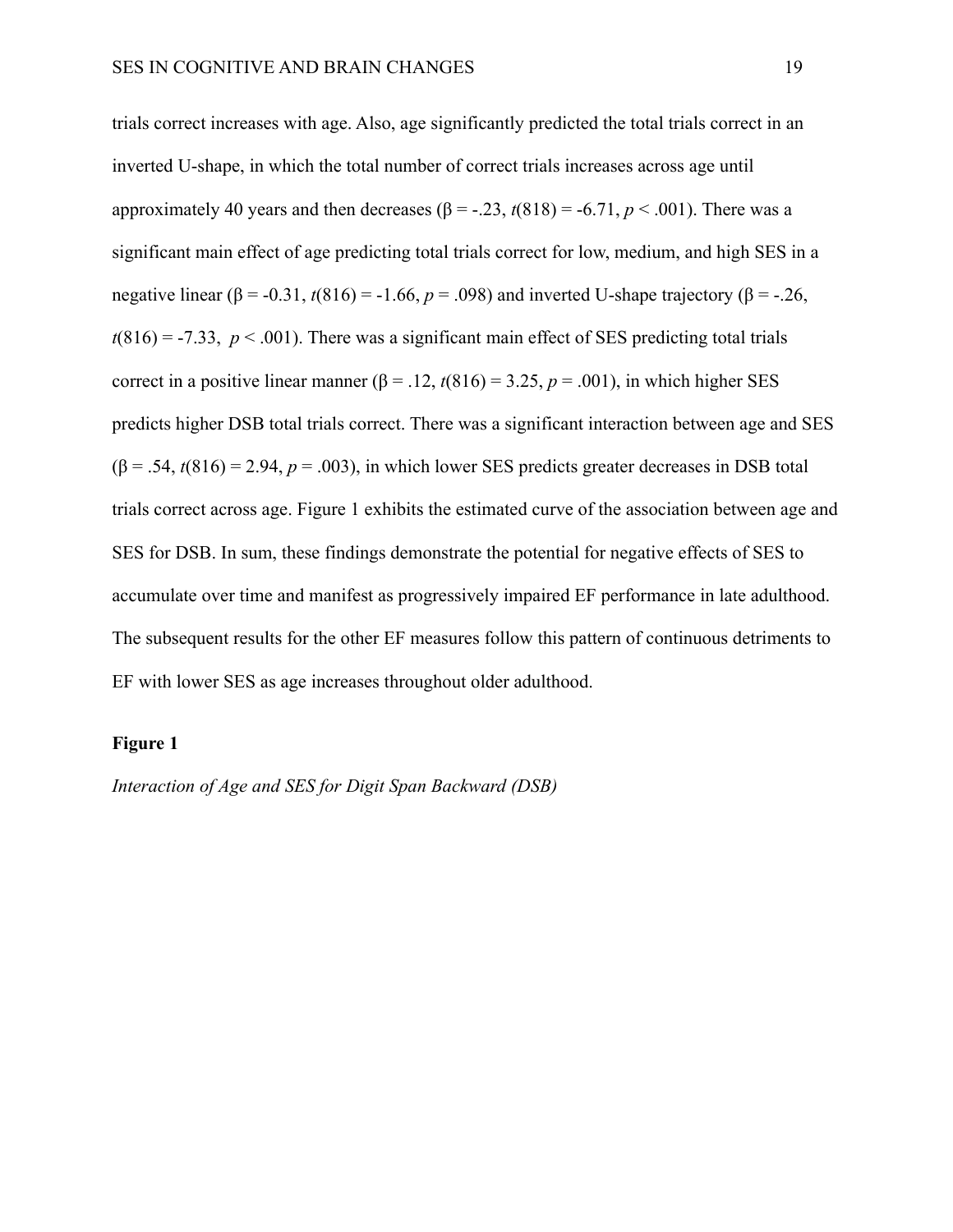trials correct increases with age. Also, age significantly predicted the total trials correct in an inverted U-shape, in which the total number of correct trials increases across age until approximately 40 years and then decreases ($\beta = -.23$, $t(818) = -6.71$, $p < .001$). There was a significant main effect of age predicting total trials correct for low, medium, and high SES in a negative linear ($\beta = -0.31$, $t(816) = -1.66$, $p = .098$) and inverted U-shape trajectory ($\beta = -.26$, $t(816) = -7.33$, $p < .001$). There was a significant main effect of SES predicting total trials correct in a positive linear manner ($\beta = .12$, $t(816) = 3.25$, $p = .001$), in which higher SES predicts higher DSB total trials correct. There was a significant interaction between age and SES ($\beta = .54$, $t(816) = 2.94$, $p = .003$), in which lower SES predicts greater decreases in DSB total trials correct across age. Figure 1 exhibits the estimated curve of the association between age and SES for DSB. In sum, these findings demonstrate the potential for negative effects of SES to accumulate over time and manifest as progressively impaired EF performance in late adulthood. The subsequent results for the other EF measures follow this pattern of continuous detriments to EF with lower SES as age increases throughout older adulthood.

**Figure 1**

*Interaction of Age and SES for Digit Span Backward (DSB)*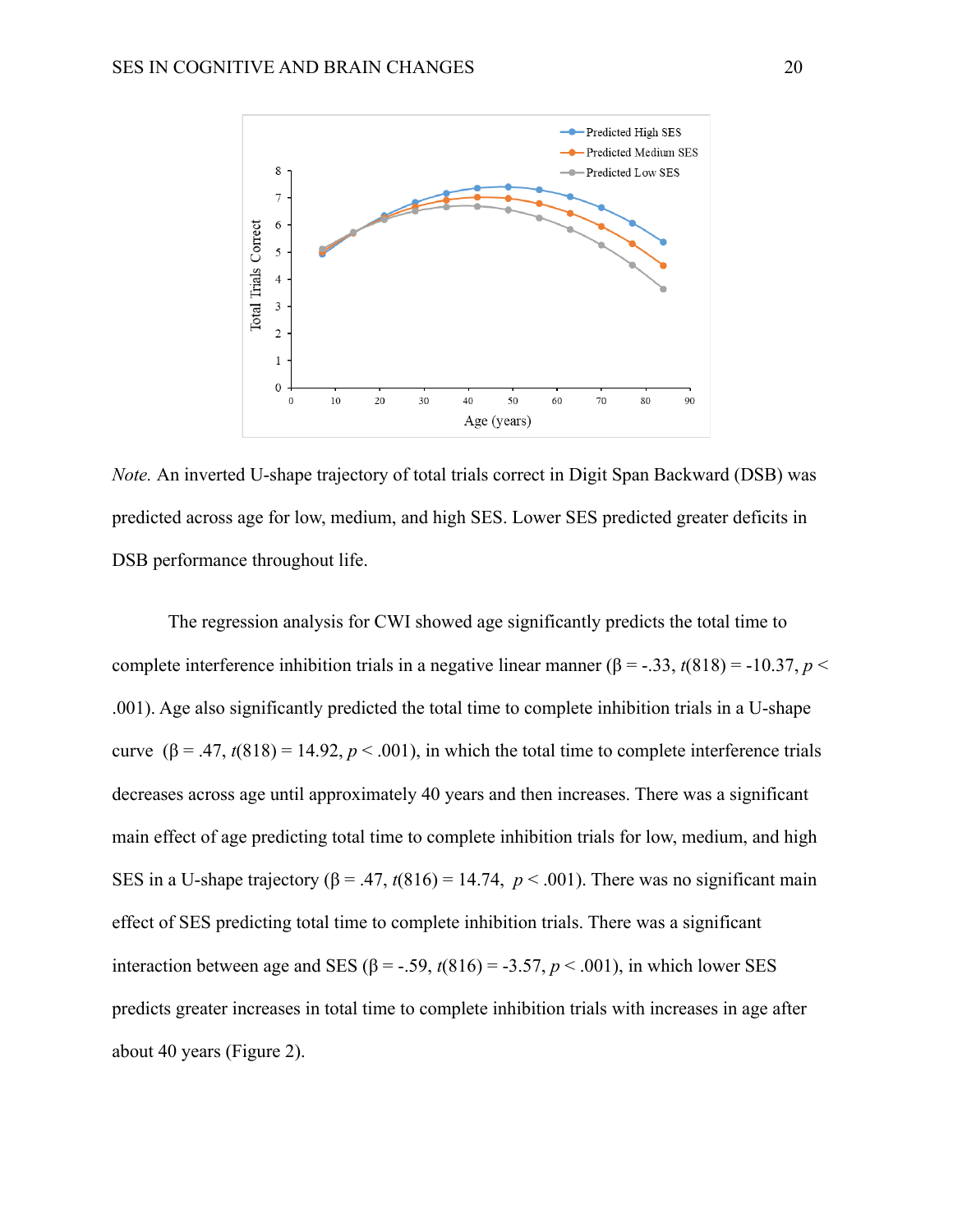*Note.* An inverted U-shape trajectory of total trials correct in Digit Span Backward (DSB) was predicted across age for low, medium, and high SES. Lower SES predicted greater deficits in DSB performance throughout life.

The regression analysis for CWI showed age significantly predicts the total time to complete interference inhibition trials in a negative linear manner (β = -.33, $t(818) = -10.37$, $p < .001$). Age also significantly predicted the total time to complete inhibition trials in a U-shape curve (β = .47, $t(818) = 14.92$, $p < .001$), in which the total time to complete interference trials decreases across age until approximately 40 years and then increases. There was a significant main effect of age predicting total time to complete inhibition trials for low, medium, and high SES in a U-shape trajectory (β = .47, $t(816) = 14.74$, $p < .001$). There was no significant main effect of SES predicting total time to complete inhibition trials. There was a significant interaction between age and SES (β = -.59, $t(816) = -3.57$, $p < .001$), in which lower SES predicts greater increases in total time to complete inhibition trials with increases in age after about 40 years (Figure 2).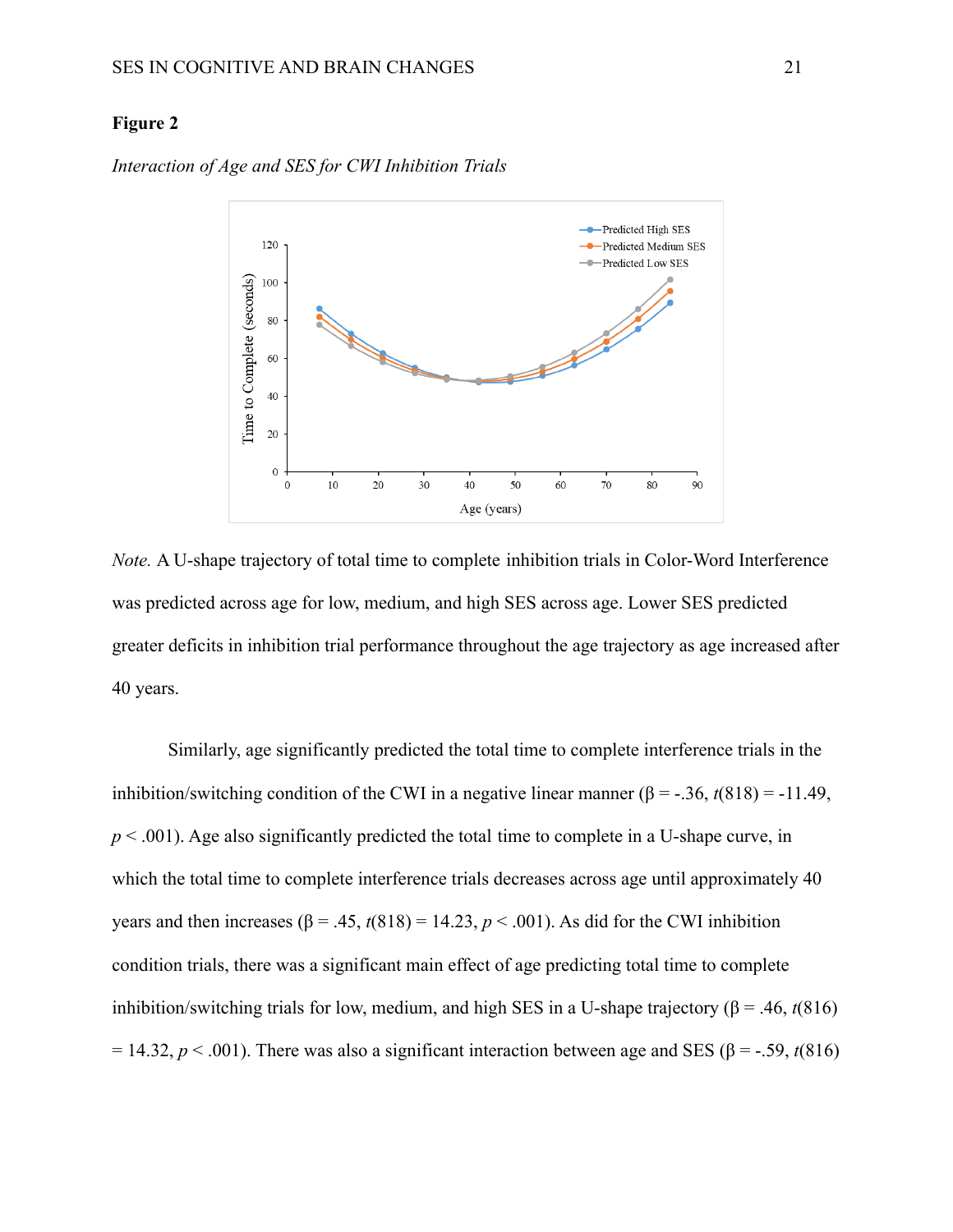**Figure 2**

*Interaction of Age and SES for CWI Inhibition Trials*

*Note.* A U-shape trajectory of total time to complete inhibition trials in Color-Word Interference was predicted across age for low, medium, and high SES across age. Lower SES predicted greater deficits in inhibition trial performance throughout the age trajectory as age increased after 40 years.

Similarly, age significantly predicted the total time to complete interference trials in the inhibition/switching condition of the CWI in a negative linear manner (β = -.36, $t(818) = -11.49$, $p < .001$). Age also significantly predicted the total time to complete in a U-shape curve, in which the total time to complete interference trials decreases across age until approximately 40 years and then increases (β = .45, $t(818) = 14.23$, $p < .001$). As did for the CWI inhibition condition trials, there was a significant main effect of age predicting total time to complete inhibition/switching trials for low, medium, and high SES in a U-shape trajectory (β = .46, $t(816) = 14.32$, $p < .001$). There was also a significant interaction between age and SES (β = -.59, $t(816)$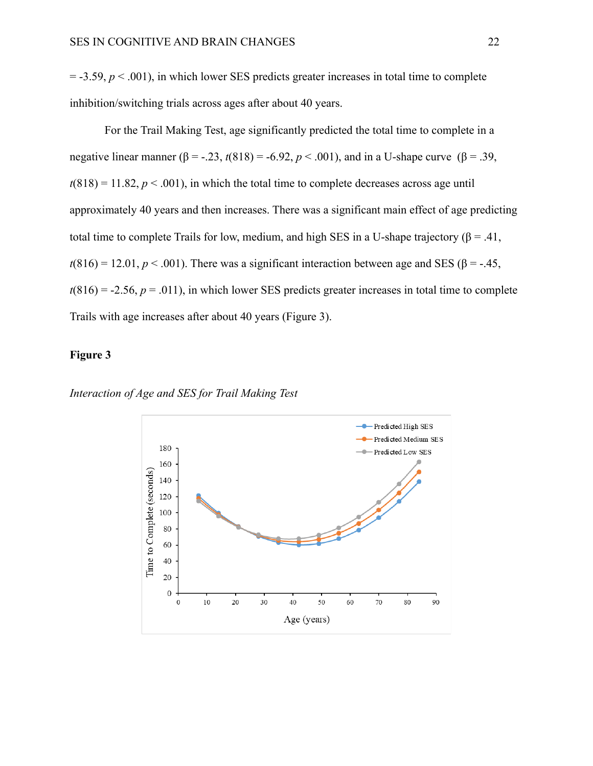= -3.59, $p < .001$), in which lower SES predicts greater increases in total time to complete inhibition/switching trials across ages after about 40 years.

For the Trail Making Test, age significantly predicted the total time to complete in a negative linear manner ($\beta = -.23$, $t(818) = -6.92$, $p < .001$), and in a U-shape curve ($\beta = .39$, $t(818) = 11.82$, $p < .001$), in which the total time to complete decreases across age until approximately 40 years and then increases. There was a significant main effect of age predicting total time to complete Trails for low, medium, and high SES in a U-shape trajectory ($\beta = .41$, $t(816) = 12.01$, $p < .001$). There was a significant interaction between age and SES ($\beta = -.45$, $t(816) = -2.56$, $p = .011$), in which lower SES predicts greater increases in total time to complete Trails with age increases after about 40 years (Figure 3).

**Figure 3**

*Interaction of Age and SES for Trail Making Test*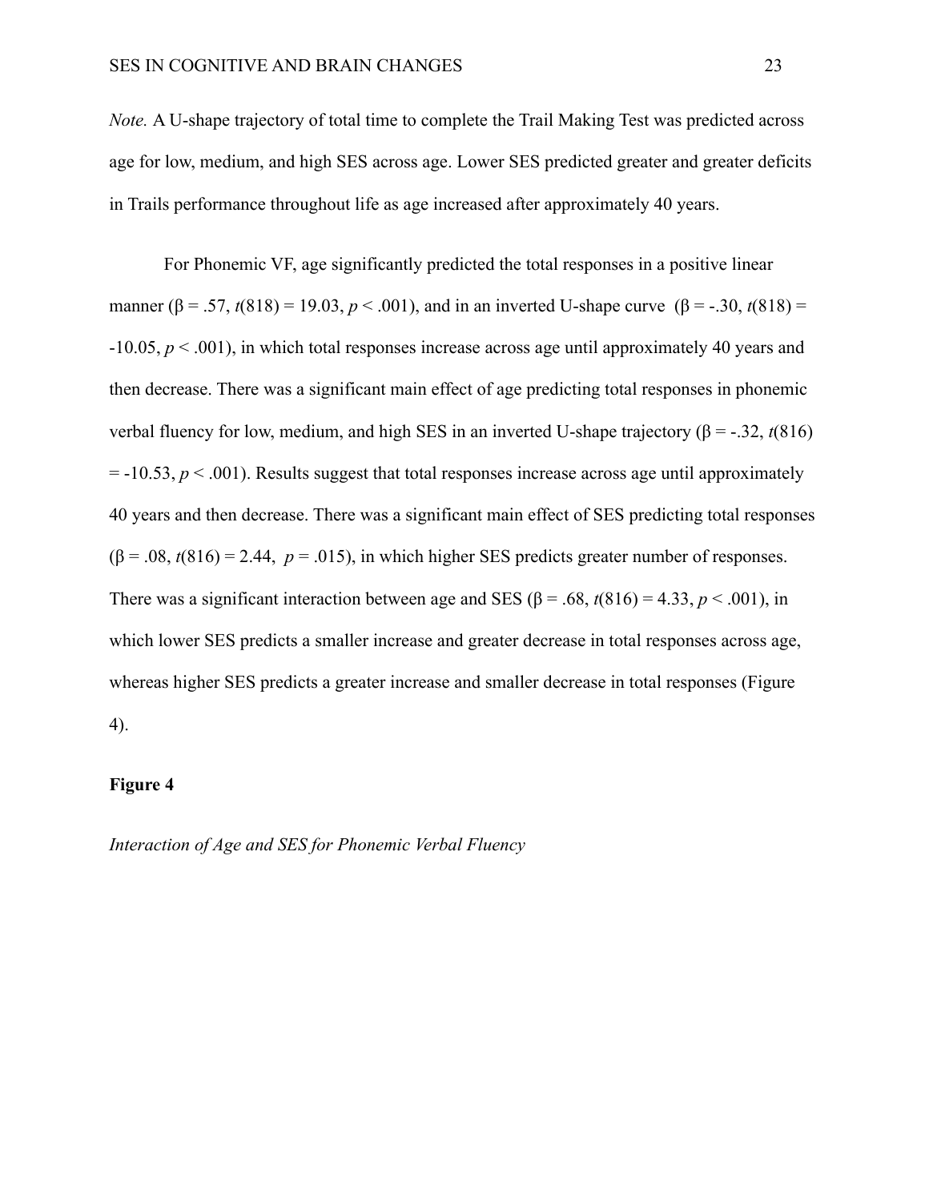*Note.* A U-shape trajectory of total time to complete the Trail Making Test was predicted across age for low, medium, and high SES across age. Lower SES predicted greater and greater deficits in Trails performance throughout life as age increased after approximately 40 years.

For Phonemic VF, age significantly predicted the total responses in a positive linear manner ($\beta = .57$, $t(818) = 19.03$, $p < .001$), and in an inverted U-shape curve ($\beta = -.30$, $t(818) = -10.05$, $p < .001$), in which total responses increase across age until approximately 40 years and then decrease. There was a significant main effect of age predicting total responses in phonemic verbal fluency for low, medium, and high SES in an inverted U-shape trajectory ($\beta = -.32$, $t(816) = -10.53$, $p < .001$). Results suggest that total responses increase across age until approximately 40 years and then decrease. There was a significant main effect of SES predicting total responses ($\beta = .08$, $t(816) = 2.44$, $p = .015$), in which higher SES predicts greater number of responses. There was a significant interaction between age and SES ($\beta = .68$, $t(816) = 4.33$, $p < .001$), in which lower SES predicts a smaller increase and greater decrease in total responses across age, whereas higher SES predicts a greater increase and smaller decrease in total responses (Figure 4).

**Figure 4**

*Interaction of Age and SES for Phonemic Verbal Fluency*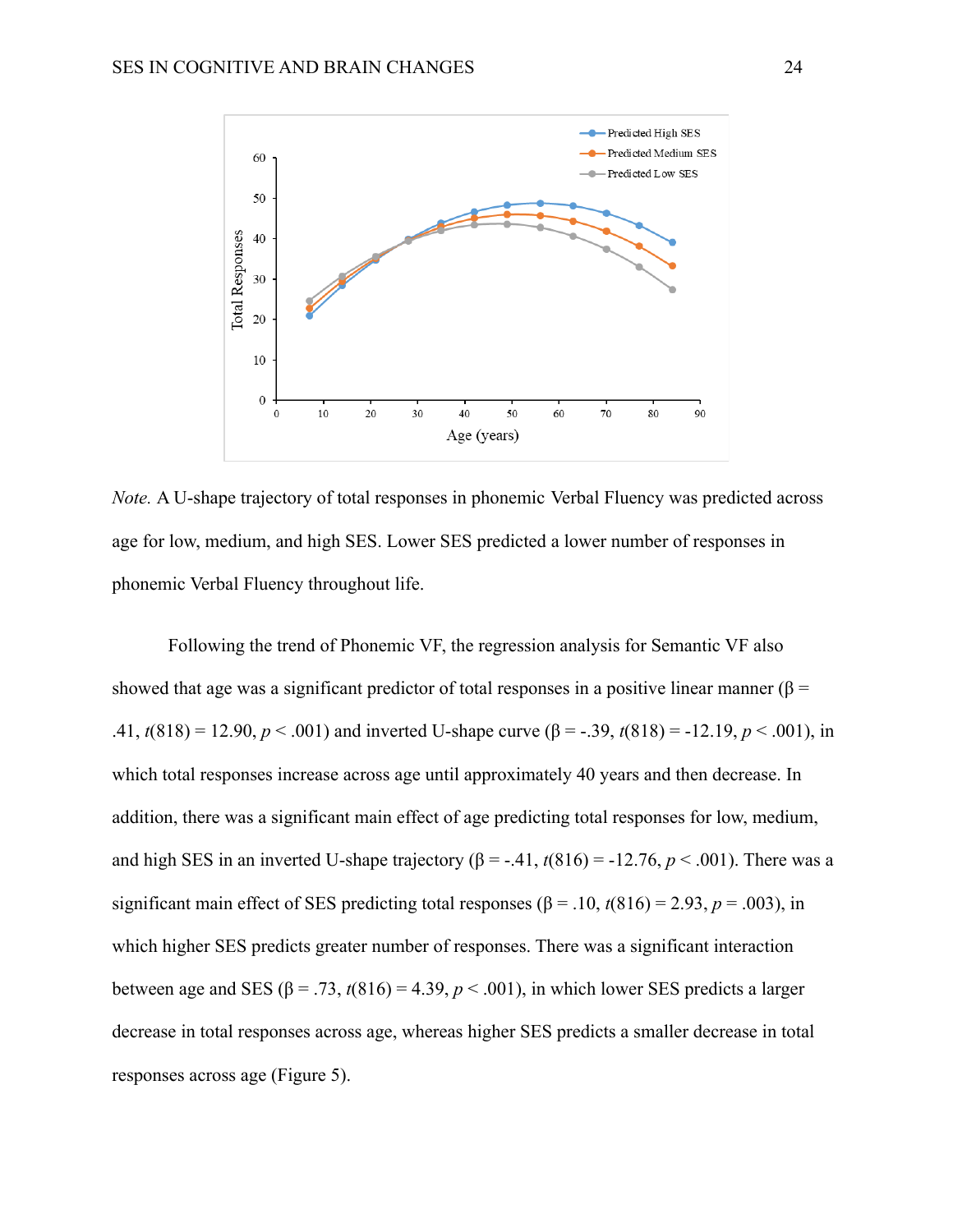*Note.* A U-shape trajectory of total responses in phonemic Verbal Fluency was predicted across age for low, medium, and high SES. Lower SES predicted a lower number of responses in phonemic Verbal Fluency throughout life.

Following the trend of Phonemic VF, the regression analysis for Semantic VF also showed that age was a significant predictor of total responses in a positive linear manner (β = .41, $t(818) = 12.90$, $p < .001$) and inverted U-shape curve (β = -.39, $t(818) = -12.19$, $p < .001$), in which total responses increase across age until approximately 40 years and then decrease. In addition, there was a significant main effect of age predicting total responses for low, medium, and high SES in an inverted U-shape trajectory (β = -.41, $t(816) = -12.76$, $p < .001$). There was a significant main effect of SES predicting total responses (β = .10, $t(816) = 2.93$, $p = .003$), in which higher SES predicts greater number of responses. There was a significant interaction between age and SES (β = .73, $t(816) = 4.39$, $p < .001$), in which lower SES predicts a larger decrease in total responses across age, whereas higher SES predicts a smaller decrease in total responses across age (Figure 5).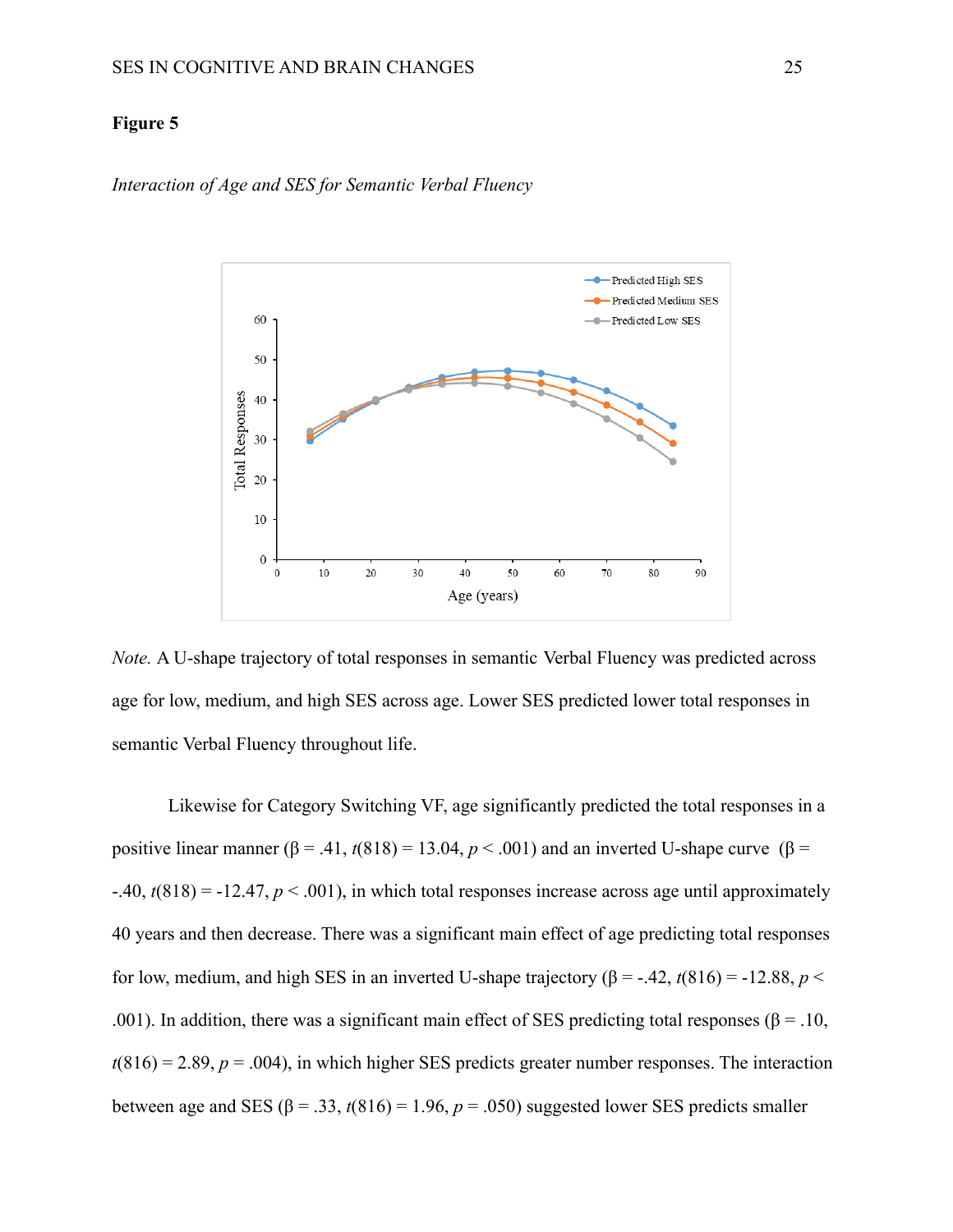**Figure 5**

*Interaction of Age and SES for Semantic Verbal Fluency*

*Note.* A U-shape trajectory of total responses in semantic Verbal Fluency was predicted across age for low, medium, and high SES across age. Lower SES predicted lower total responses in semantic Verbal Fluency throughout life.

Likewise for Category Switching VF, age significantly predicted the total responses in a positive linear manner ($\beta = .41$, $t(818) = 13.04$, $p < .001$) and an inverted U-shape curve ($\beta = -.40$, $t(818) = -12.47$, $p < .001$), in which total responses increase across age until approximately 40 years and then decrease. There was a significant main effect of age predicting total responses for low, medium, and high SES in an inverted U-shape trajectory ($\beta = -.42$, $t(816) = -12.88$, $p < .001$). In addition, there was a significant main effect of SES predicting total responses ($\beta = .10$, $t(816) = 2.89$, $p = .004$), in which higher SES predicts greater number responses. The interaction between age and SES ($\beta = .33$, $t(816) = 1.96$, $p = .050$) suggested lower SES predicts smaller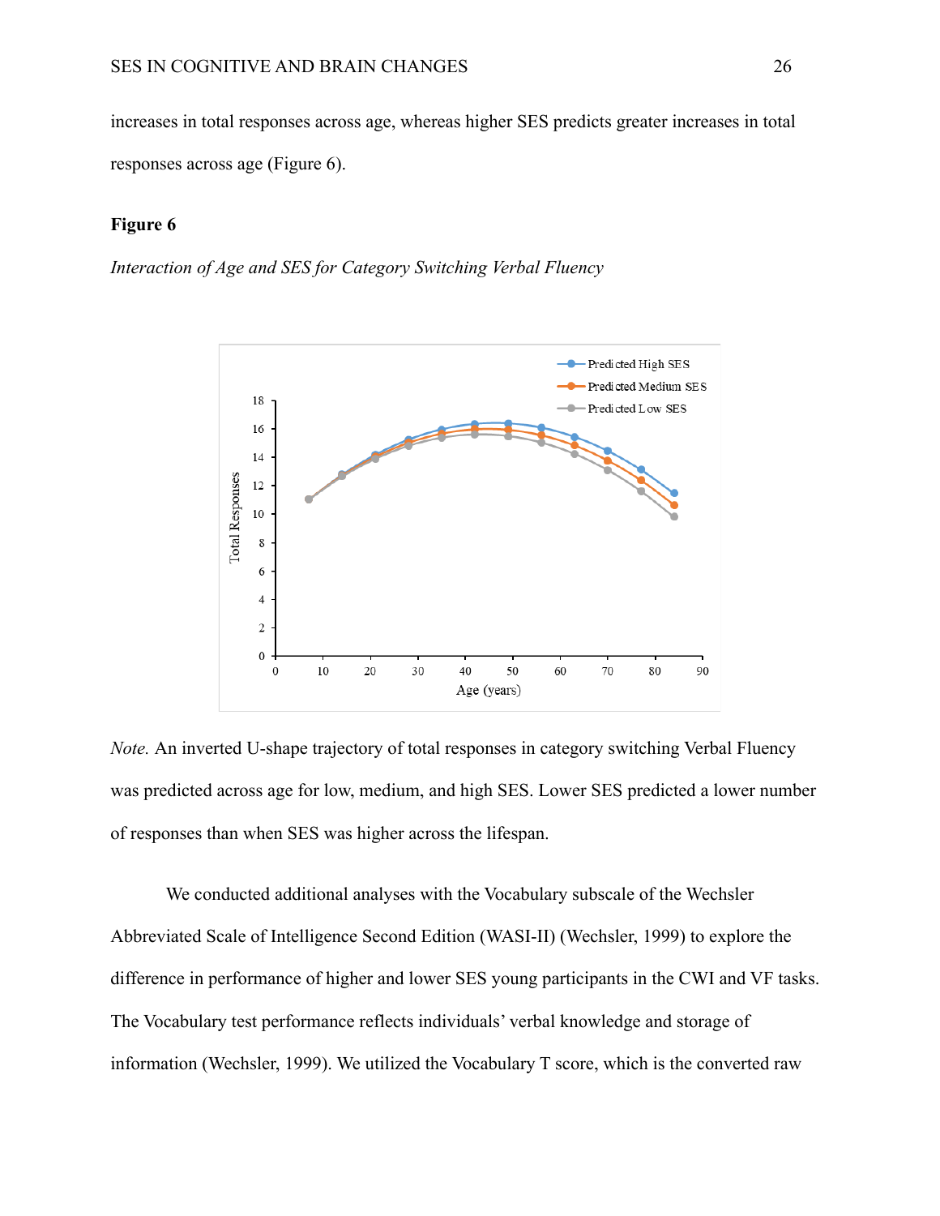increases in total responses across age, whereas higher SES predicts greater increases in total responses across age (Figure 6).

**Figure 6**

*Interaction of Age and SES for Category Switching Verbal Fluency*

*Note.* An inverted U-shape trajectory of total responses in category switching Verbal Fluency was predicted across age for low, medium, and high SES. Lower SES predicted a lower number of responses than when SES was higher across the lifespan.

We conducted additional analyses with the Vocabulary subscale of the Wechsler Abbreviated Scale of Intelligence Second Edition (WASI-II) (Wechsler, 1999) to explore the difference in performance of higher and lower SES young participants in the CWI and VF tasks. The Vocabulary test performance reflects individuals' verbal knowledge and storage of information (Wechsler, 1999). We utilized the Vocabulary T score, which is the converted raw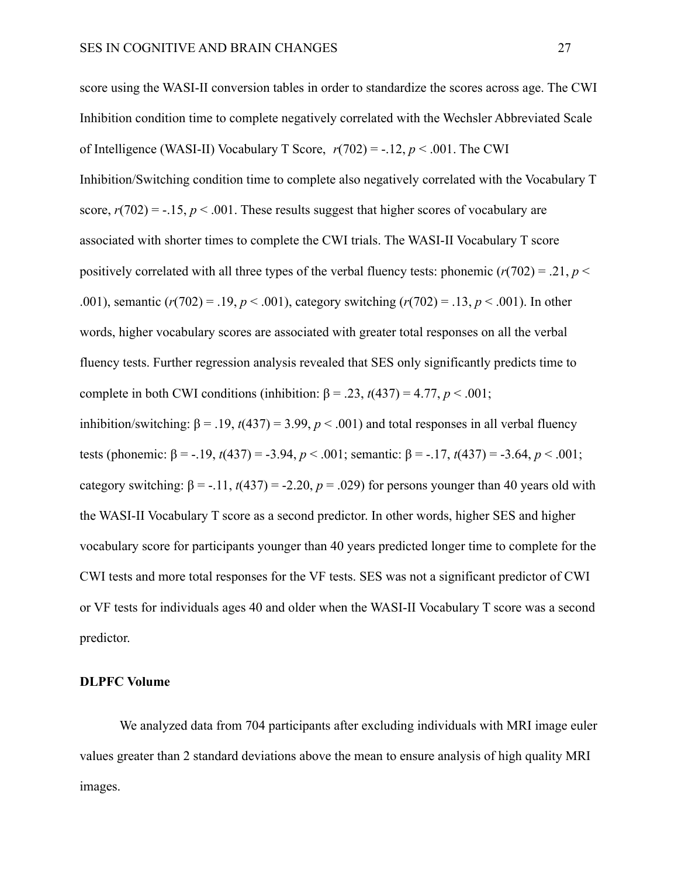score using the WASI-II conversion tables in order to standardize the scores across age. The CWI Inhibition condition time to complete negatively correlated with the Wechsler Abbreviated Scale of Intelligence (WASI-II) Vocabulary T Score, $r(702) = -.12$, $p < .001$. The CWI Inhibition/Switching condition time to complete also negatively correlated with the Vocabulary T score, $r(702) = -.15$, $p < .001$. These results suggest that higher scores of vocabulary are associated with shorter times to complete the CWI trials. The WASI-II Vocabulary T score positively correlated with all three types of the verbal fluency tests: phonemic ($r(702) = .21$, $p < .001$), semantic ($r(702) = .19$, $p < .001$), category switching ($r(702) = .13$, $p < .001$). In other words, higher vocabulary scores are associated with greater total responses on all the verbal fluency tests. Further regression analysis revealed that SES only significantly predicts time to complete in both CWI conditions (inhibition: $\beta = .23$, $t(437) = 4.77$, $p < .001$; inhibition/switching: $\beta = .19$, $t(437) = 3.99$, $p < .001$) and total responses in all verbal fluency tests (phonemic: $\beta = -.19$, $t(437) = -3.94$, $p < .001$; semantic: $\beta = -.17$, $t(437) = -3.64$, $p < .001$; category switching: $\beta = -.11$, $t(437) = -2.20$, $p = .029$) for persons younger than 40 years old with the WASI-II Vocabulary T score as a second predictor. In other words, higher SES and higher vocabulary score for participants younger than 40 years predicted longer time to complete for the CWI tests and more total responses for the VF tests. SES was not a significant predictor of CWI or VF tests for individuals ages 40 and older when the WASI-II Vocabulary T score was a second predictor.

**DLPFC Volume**

We analyzed data from 704 participants after excluding individuals with MRI image euler values greater than 2 standard deviations above the mean to ensure analysis of high quality MRI images.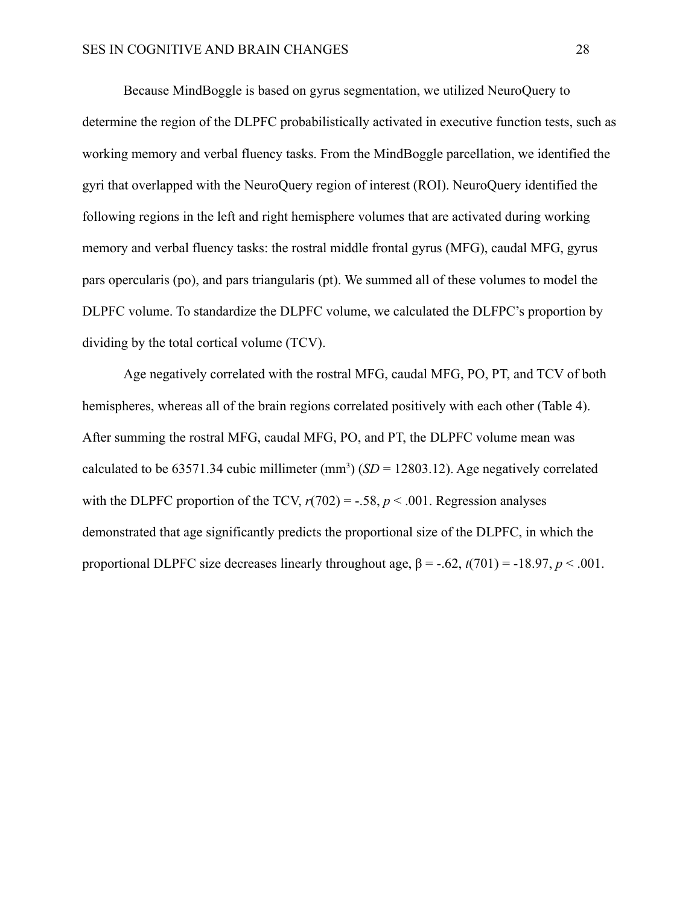Because MindBoggle is based on gyrus segmentation, we utilized NeuroQuery to determine the region of the DLPFC probabilistically activated in executive function tests, such as working memory and verbal fluency tasks. From the MindBoggle parcellation, we identified the gyri that overlapped with the NeuroQuery region of interest (ROI). NeuroQuery identified the following regions in the left and right hemisphere volumes that are activated during working memory and verbal fluency tasks: the rostral middle frontal gyrus (MFG), caudal MFG, gyrus pars opercularis (po), and pars triangularis (pt). We summed all of these volumes to model the DLPFC volume. To standardize the DLPFC volume, we calculated the DLFPC's proportion by dividing by the total cortical volume (TCV).

Age negatively correlated with the rostral MFG, caudal MFG, PO, PT, and TCV of both hemispheres, whereas all of the brain regions correlated positively with each other (Table 4). After summing the rostral MFG, caudal MFG, PO, and PT, the DLPFC volume mean was calculated to be 63571.34 cubic millimeter ($mm^3$) (*SD* = 12803.12). Age negatively correlated with the DLPFC proportion of the TCV, $r(702) = -.58$, $p < .001$. Regression analyses demonstrated that age significantly predicts the proportional size of the DLPFC, in which the proportional DLPFC size decreases linearly throughout age, $\beta = -.62$, $t(701) = -18.97$, $p < .001$.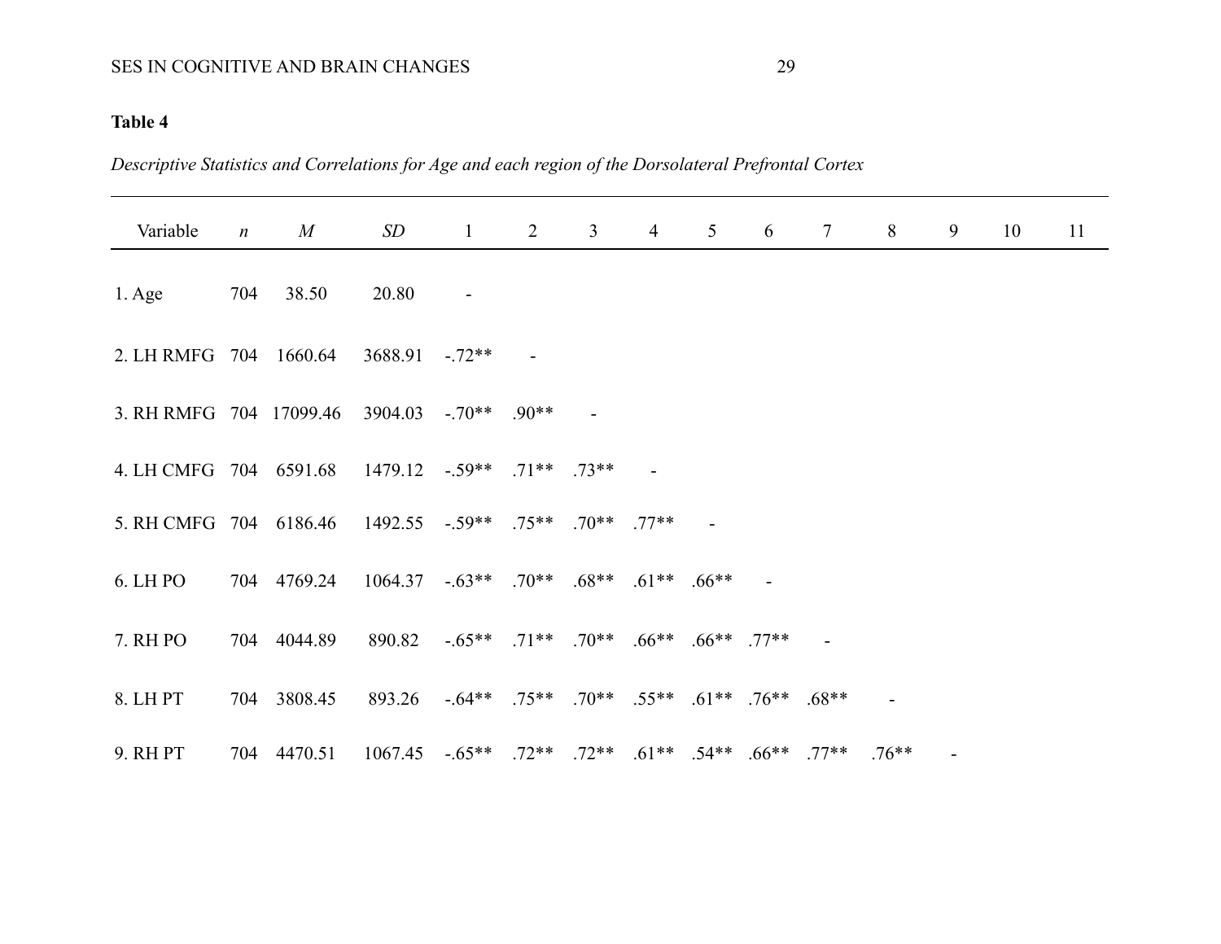**Table 4**

*Descriptive Statistics and Correlations for Age and each region of the Dorsolateral Prefrontal Cortex*

| Variable | *n* | *M* | *SD* | 1 | 2 | 3 | 4 | 5 | 6 | 7 | 8 | 9 | 10 | 11 |
|---|---|---|---|---|---|---|---|---|---|---|---|---|---|---|
| 1. Age | 704 | 38.50 | 20.80 | - | | | | | | | | | | |
| 2. LH RMFG | 704 | 1660.64 | 3688.91 | -.72** | - | | | | | | | | | |
| 3. RH RMFG | 704 | 17099.46 | 3904.03 | -.70** | .90** | - | | | | | | | | |
| 4. LH CMFG | 704 | 6591.68 | 1479.12 | -.59** | .71** | .73** | - | | | | | | | |
| 5. RH CMFG | 704 | 6186.46 | 1492.55 | -.59** | .75** | .70** | .77** | - | | | | | | |
| 6. LH PO | 704 | 4769.24 | 1064.37 | -.63** | .70** | .68** | .61** | .66** | - | | | | | |
| 7. RH PO | 704 | 4044.89 | 890.82 | -.65** | .71** | .70** | .66** | .66** | .77** | - | | | | |
| 8. LH PT | 704 | 3808.45 | 893.26 | -.64** | .75** | .70** | .55** | .61** | .76** | .68** | - | | | |
| 9. RH PT | 704 | 4470.51 | 1067.45 | -.65** | .72** | .72** | .61** | .54** | .66** | .77** | .76** | - | | |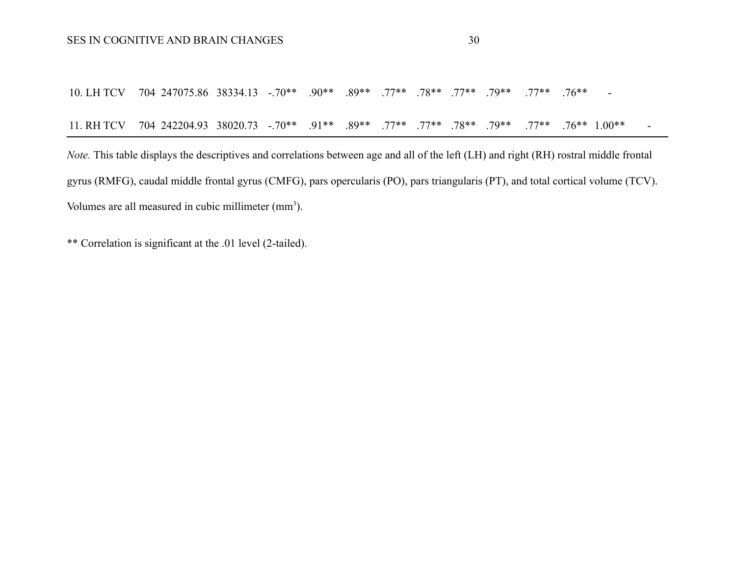| | | | | | | | | | | | | | | |
|---|---|---|---|---|---|---|---|---|---|---|---|---|---|---|
| 10. LH TCV | 704 | 247075.86 | 38334.13 | -.70** | .90** | .89** | .77** | .78** | .77** | .79** | .77** | .76** | - | |
| 11. RH TCV | 704 | 242204.93 | 38020.73 | -.70** | .91** | .89** | .77** | .77** | .78** | .79** | .77** | .76** | 1.00** | - |

*Note.* This table displays the descriptives and correlations between age and all of the left (LH) and right (RH) rostral middle frontal gyrus (RMFG), caudal middle frontal gyrus (CMFG), pars opercularis (PO), pars triangularis (PT), and total cortical volume (TCV). Volumes are all measured in cubic millimeter ($mm^3$).

** Correlation is significant at the .01 level (2-tailed).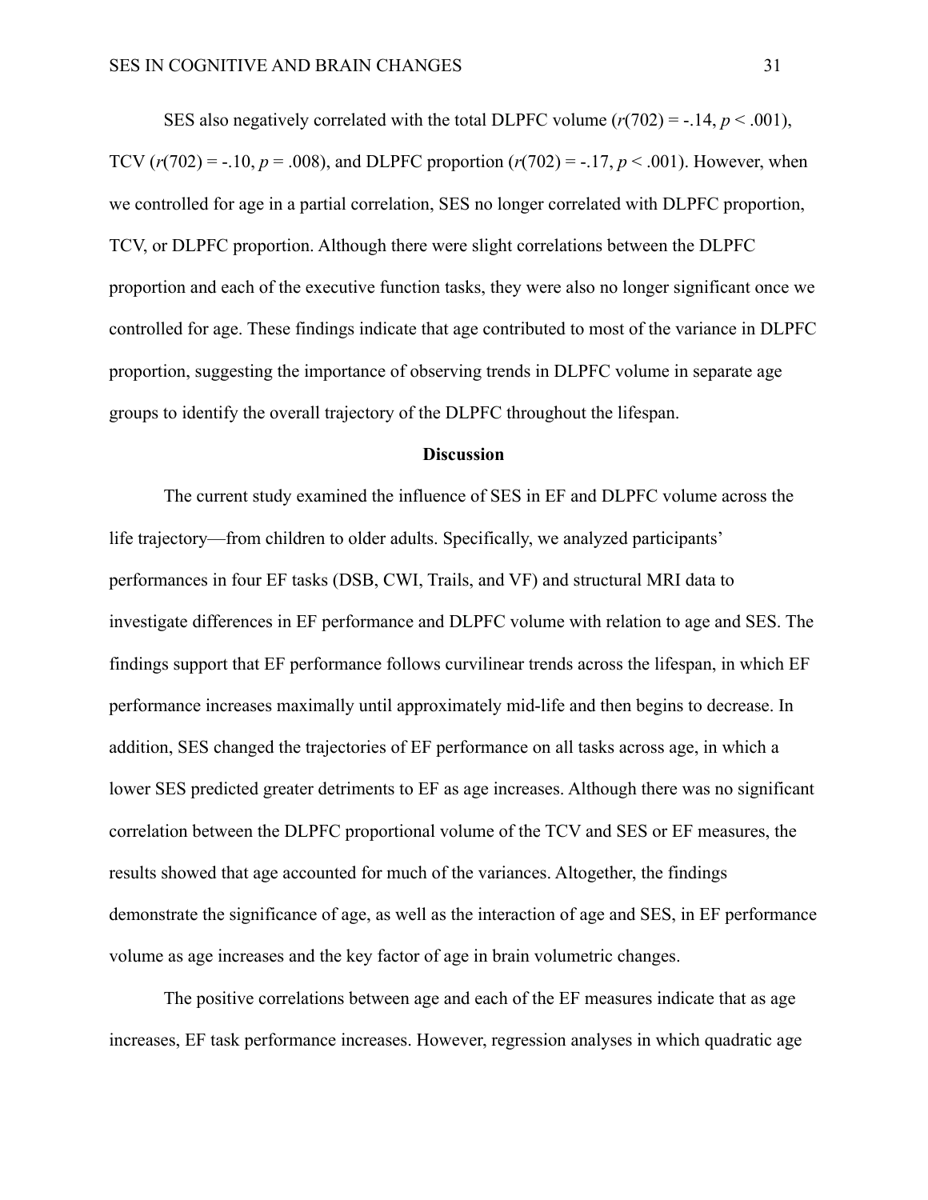SES also negatively correlated with the total DLPFC volume ($r(702) = -.14$, $p < .001$), TCV ($r(702) = -.10$, $p = .008$), and DLPFC proportion ($r(702) = -.17$, $p < .001$). However, when we controlled for age in a partial correlation, SES no longer correlated with DLPFC proportion, TCV, or DLPFC proportion. Although there were slight correlations between the DLPFC proportion and each of the executive function tasks, they were also no longer significant once we controlled for age. These findings indicate that age contributed to most of the variance in DLPFC proportion, suggesting the importance of observing trends in DLPFC volume in separate age groups to identify the overall trajectory of the DLPFC throughout the lifespan.

## Discussion

The current study examined the influence of SES in EF and DLPFC volume across the life trajectory—from children to older adults. Specifically, we analyzed participants' performances in four EF tasks (DSB, CWI, Trails, and VF) and structural MRI data to investigate differences in EF performance and DLPFC volume with relation to age and SES. The findings support that EF performance follows curvilinear trends across the lifespan, in which EF performance increases maximally until approximately mid-life and then begins to decrease. In addition, SES changed the trajectories of EF performance on all tasks across age, in which a lower SES predicted greater detriments to EF as age increases. Although there was no significant correlation between the DLPFC proportional volume of the TCV and SES or EF measures, the results showed that age accounted for much of the variances. Altogether, the findings demonstrate the significance of age, as well as the interaction of age and SES, in EF performance volume as age increases and the key factor of age in brain volumetric changes.

The positive correlations between age and each of the EF measures indicate that as age increases, EF task performance increases. However, regression analyses in which quadratic age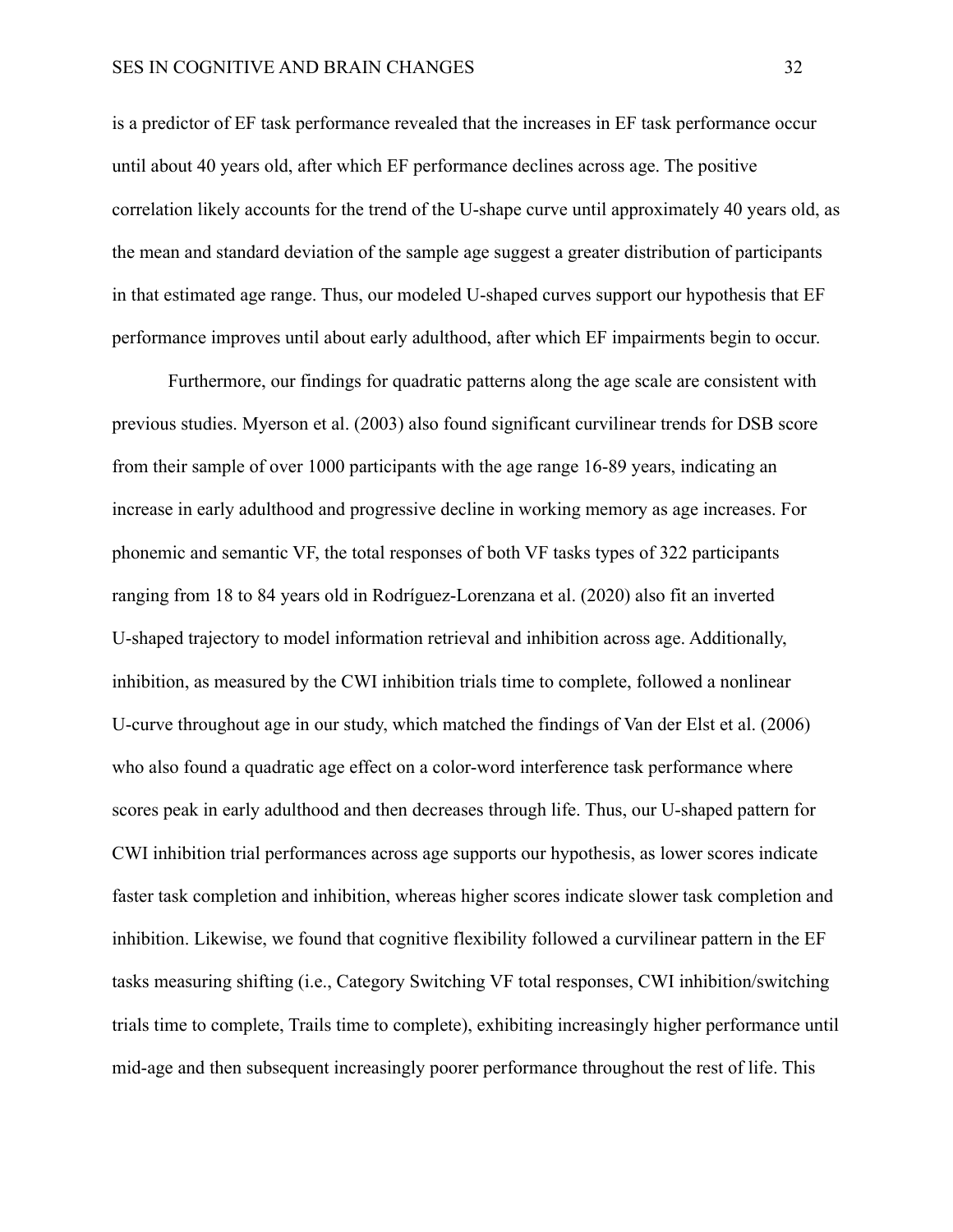is a predictor of EF task performance revealed that the increases in EF task performance occur until about 40 years old, after which EF performance declines across age. The positive correlation likely accounts for the trend of the U-shape curve until approximately 40 years old, as the mean and standard deviation of the sample age suggest a greater distribution of participants in that estimated age range. Thus, our modeled U-shaped curves support our hypothesis that EF performance improves until about early adulthood, after which EF impairments begin to occur.

Furthermore, our findings for quadratic patterns along the age scale are consistent with previous studies. Myerson et al. (2003) also found significant curvilinear trends for DSB score from their sample of over 1000 participants with the age range 16-89 years, indicating an increase in early adulthood and progressive decline in working memory as age increases. For phonemic and semantic VF, the total responses of both VF tasks types of 322 participants ranging from 18 to 84 years old in Rodríguez-Lorenzana et al. (2020) also fit an inverted U-shaped trajectory to model information retrieval and inhibition across age. Additionally, inhibition, as measured by the CWI inhibition trials time to complete, followed a nonlinear U-curve throughout age in our study, which matched the findings of Van der Elst et al. (2006) who also found a quadratic age effect on a color-word interference task performance where scores peak in early adulthood and then decreases through life. Thus, our U-shaped pattern for CWI inhibition trial performances across age supports our hypothesis, as lower scores indicate faster task completion and inhibition, whereas higher scores indicate slower task completion and inhibition. Likewise, we found that cognitive flexibility followed a curvilinear pattern in the EF tasks measuring shifting (i.e., Category Switching VF total responses, CWI inhibition/switching trials time to complete, Trails time to complete), exhibiting increasingly higher performance until mid-age and then subsequent increasingly poorer performance throughout the rest of life. This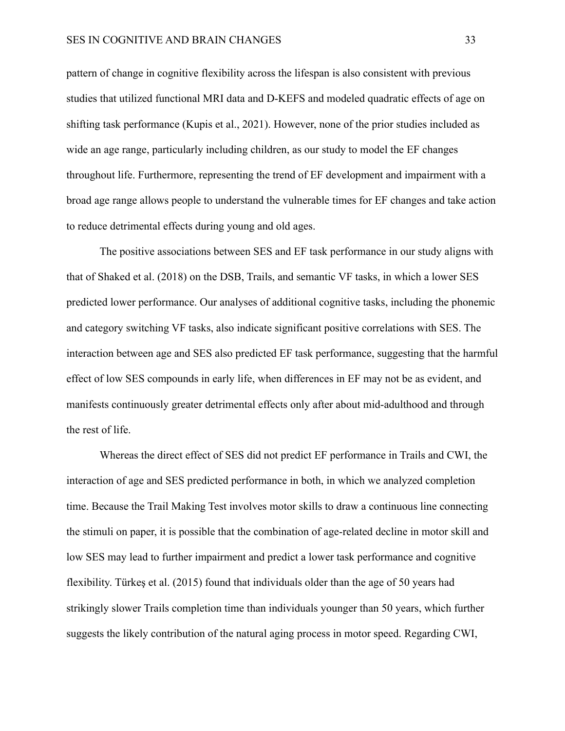pattern of change in cognitive flexibility across the lifespan is also consistent with previous studies that utilized functional MRI data and D-KEFS and modeled quadratic effects of age on shifting task performance (Kupis et al., 2021). However, none of the prior studies included as wide an age range, particularly including children, as our study to model the EF changes throughout life. Furthermore, representing the trend of EF development and impairment with a broad age range allows people to understand the vulnerable times for EF changes and take action to reduce detrimental effects during young and old ages.

The positive associations between SES and EF task performance in our study aligns with that of Shaked et al. (2018) on the DSB, Trails, and semantic VF tasks, in which a lower SES predicted lower performance. Our analyses of additional cognitive tasks, including the phonemic and category switching VF tasks, also indicate significant positive correlations with SES. The interaction between age and SES also predicted EF task performance, suggesting that the harmful effect of low SES compounds in early life, when differences in EF may not be as evident, and manifests continuously greater detrimental effects only after about mid-adulthood and through the rest of life.

Whereas the direct effect of SES did not predict EF performance in Trails and CWI, the interaction of age and SES predicted performance in both, in which we analyzed completion time. Because the Trail Making Test involves motor skills to draw a continuous line connecting the stimuli on paper, it is possible that the combination of age-related decline in motor skill and low SES may lead to further impairment and predict a lower task performance and cognitive flexibility. Türkeş et al. (2015) found that individuals older than the age of 50 years had strikingly slower Trails completion time than individuals younger than 50 years, which further suggests the likely contribution of the natural aging process in motor speed. Regarding CWI,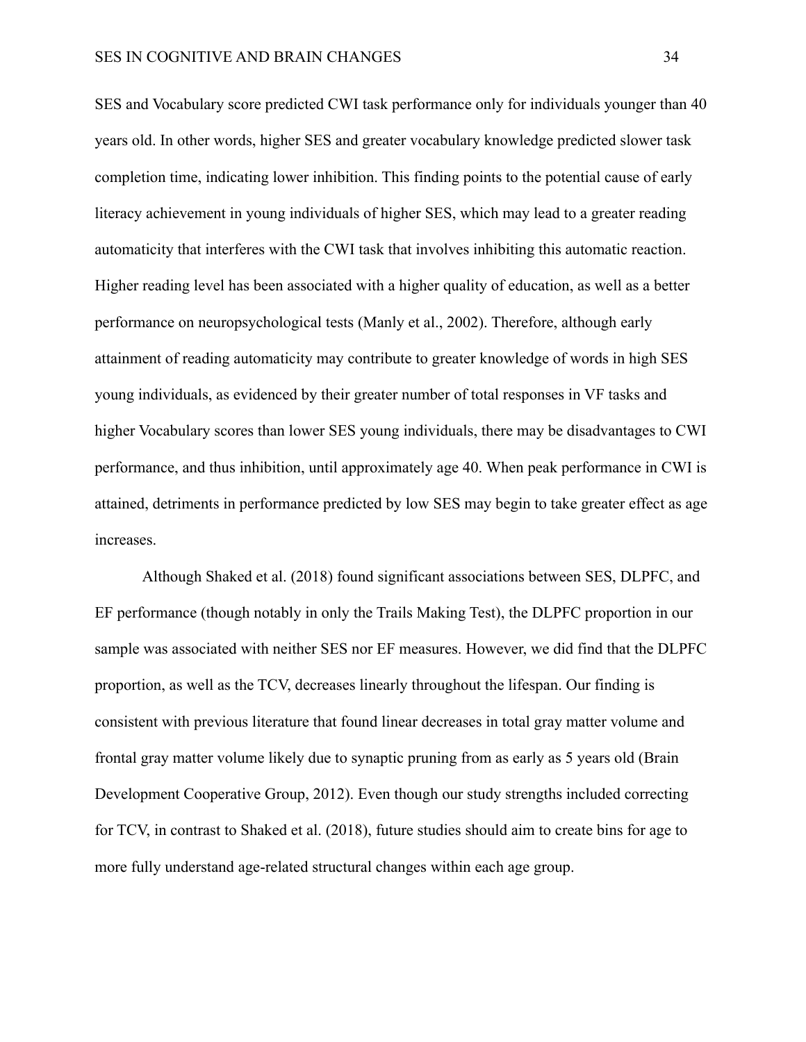SES and Vocabulary score predicted CWI task performance only for individuals younger than 40 years old. In other words, higher SES and greater vocabulary knowledge predicted slower task completion time, indicating lower inhibition. This finding points to the potential cause of early literacy achievement in young individuals of higher SES, which may lead to a greater reading automaticity that interferes with the CWI task that involves inhibiting this automatic reaction. Higher reading level has been associated with a higher quality of education, as well as a better performance on neuropsychological tests (Manly et al., 2002). Therefore, although early attainment of reading automaticity may contribute to greater knowledge of words in high SES young individuals, as evidenced by their greater number of total responses in VF tasks and higher Vocabulary scores than lower SES young individuals, there may be disadvantages to CWI performance, and thus inhibition, until approximately age 40. When peak performance in CWI is attained, detriments in performance predicted by low SES may begin to take greater effect as age increases.

Although Shaked et al. (2018) found significant associations between SES, DLPFC, and EF performance (though notably in only the Trails Making Test), the DLPFC proportion in our sample was associated with neither SES nor EF measures. However, we did find that the DLPFC proportion, as well as the TCV, decreases linearly throughout the lifespan. Our finding is consistent with previous literature that found linear decreases in total gray matter volume and frontal gray matter volume likely due to synaptic pruning from as early as 5 years old (Brain Development Cooperative Group, 2012). Even though our study strengths included correcting for TCV, in contrast to Shaked et al. (2018), future studies should aim to create bins for age to more fully understand age-related structural changes within each age group.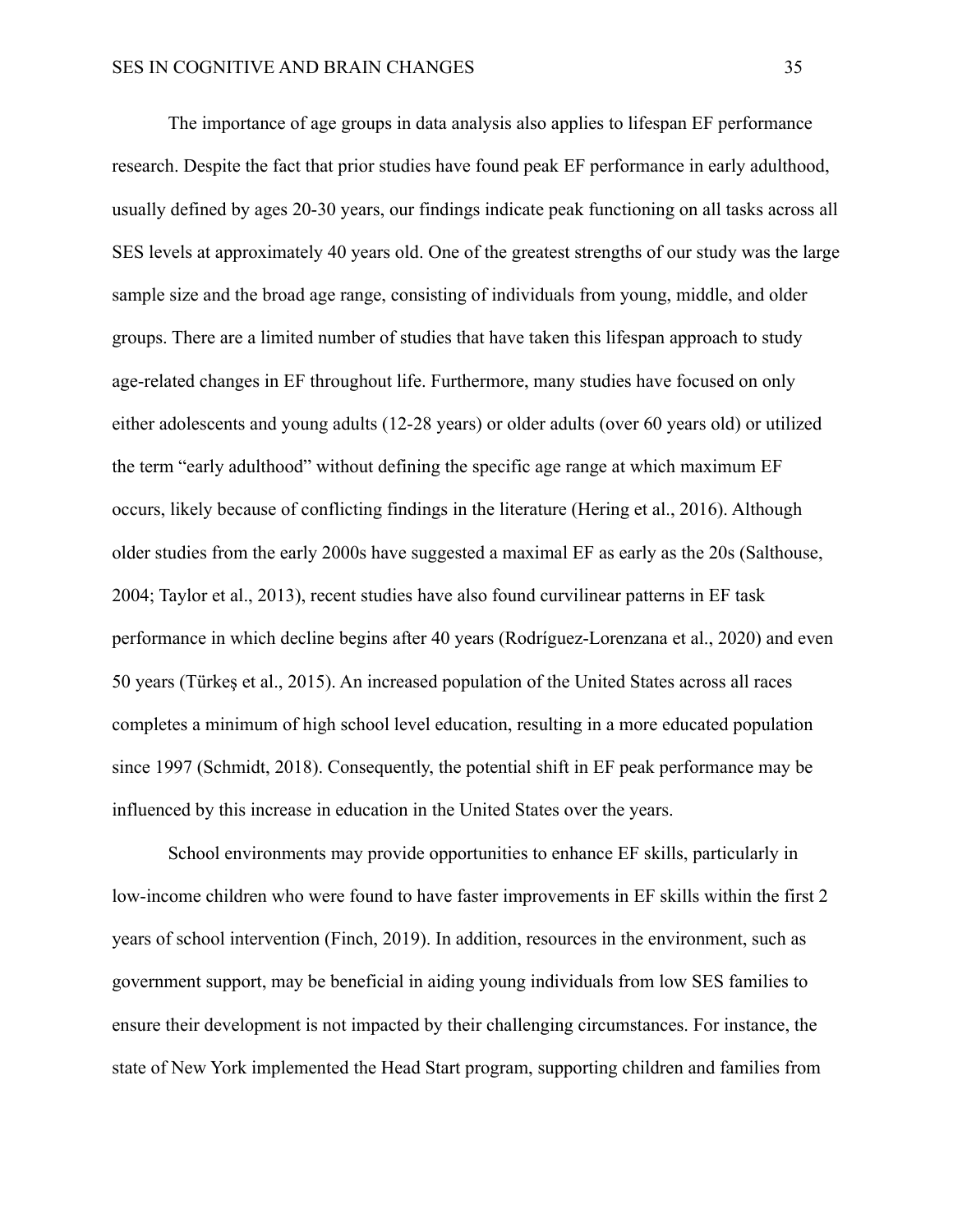The importance of age groups in data analysis also applies to lifespan EF performance research. Despite the fact that prior studies have found peak EF performance in early adulthood, usually defined by ages 20-30 years, our findings indicate peak functioning on all tasks across all SES levels at approximately 40 years old. One of the greatest strengths of our study was the large sample size and the broad age range, consisting of individuals from young, middle, and older groups. There are a limited number of studies that have taken this lifespan approach to study age-related changes in EF throughout life. Furthermore, many studies have focused on only either adolescents and young adults (12-28 years) or older adults (over 60 years old) or utilized the term "early adulthood" without defining the specific age range at which maximum EF occurs, likely because of conflicting findings in the literature (Hering et al., 2016). Although older studies from the early 2000s have suggested a maximal EF as early as the 20s (Salthouse, 2004; Taylor et al., 2013), recent studies have also found curvilinear patterns in EF task performance in which decline begins after 40 years (Rodríguez-Lorenzana et al., 2020) and even 50 years (Türkeş et al., 2015). An increased population of the United States across all races completes a minimum of high school level education, resulting in a more educated population since 1997 (Schmidt, 2018). Consequently, the potential shift in EF peak performance may be influenced by this increase in education in the United States over the years.

School environments may provide opportunities to enhance EF skills, particularly in low-income children who were found to have faster improvements in EF skills within the first 2 years of school intervention (Finch, 2019). In addition, resources in the environment, such as government support, may be beneficial in aiding young individuals from low SES families to ensure their development is not impacted by their challenging circumstances. For instance, the state of New York implemented the Head Start program, supporting children and families from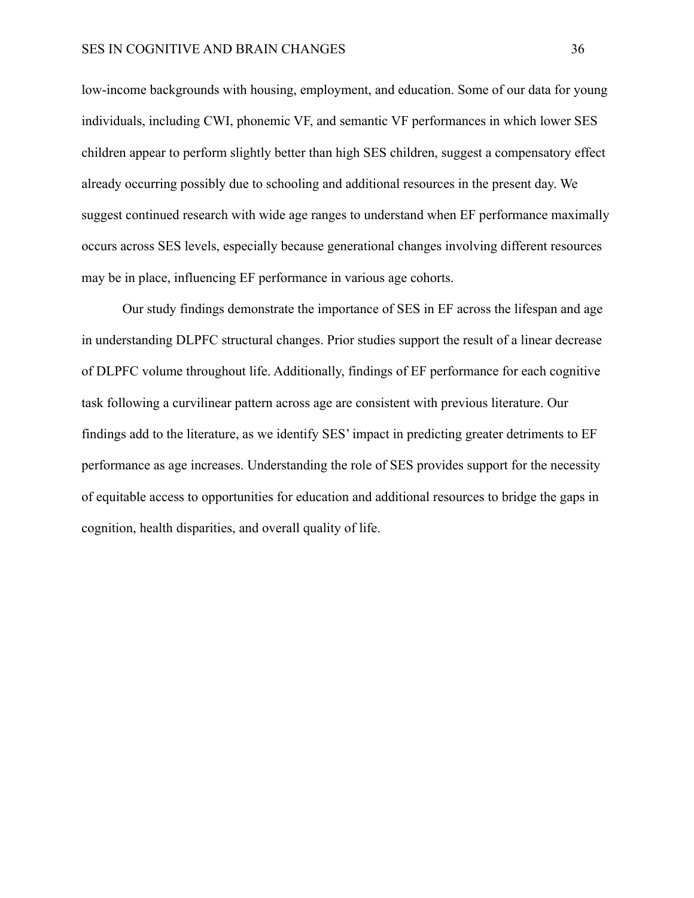low-income backgrounds with housing, employment, and education. Some of our data for young individuals, including CWI, phonemic VF, and semantic VF performances in which lower SES children appear to perform slightly better than high SES children, suggest a compensatory effect already occurring possibly due to schooling and additional resources in the present day. We suggest continued research with wide age ranges to understand when EF performance maximally occurs across SES levels, especially because generational changes involving different resources may be in place, influencing EF performance in various age cohorts.

Our study findings demonstrate the importance of SES in EF across the lifespan and age in understanding DLPFC structural changes. Prior studies support the result of a linear decrease of DLPFC volume throughout life. Additionally, findings of EF performance for each cognitive task following a curvilinear pattern across age are consistent with previous literature. Our findings add to the literature, as we identify SES' impact in predicting greater detriments to EF performance as age increases. Understanding the role of SES provides support for the necessity of equitable access to opportunities for education and additional resources to bridge the gaps in cognition, health disparities, and overall quality of life.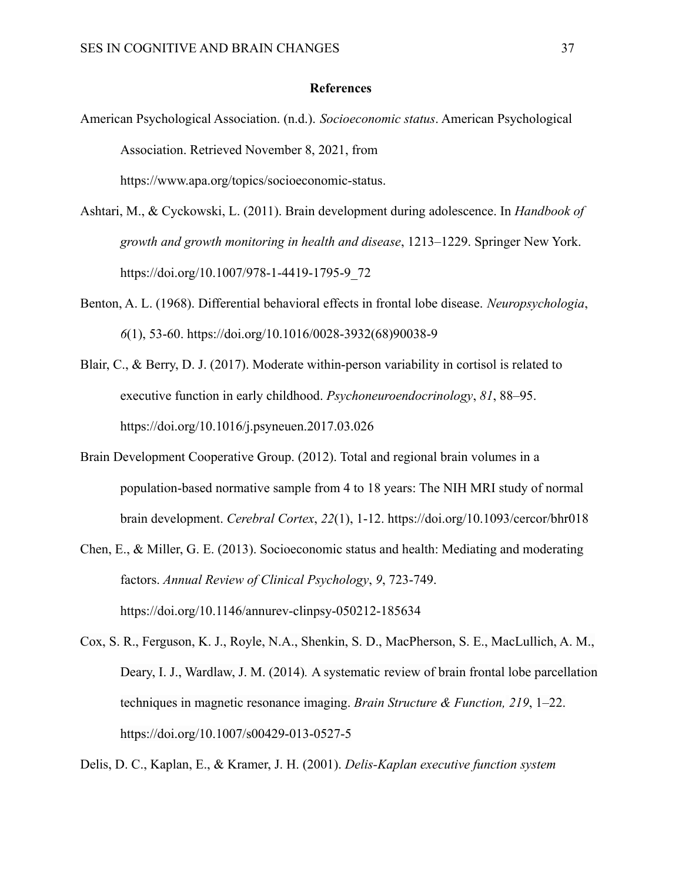# References

American Psychological Association. (n.d.). *Socioeconomic status*. American Psychological Association. Retrieved November 8, 2021, from https://www.apa.org/topics/socioeconomic-status.

Ashtari, M., & Cyckowski, L. (2011). Brain development during adolescence. In *Handbook of growth and growth monitoring in health and disease*, 1213–1229. Springer New York. https://doi.org/10.1007/978-1-4419-1795-9_72

Benton, A. L. (1968). Differential behavioral effects in frontal lobe disease. *Neuropsychologia*, *6*(1), 53-60. https://doi.org/10.1016/0028-3932(68)90038-9

Blair, C., & Berry, D. J. (2017). Moderate within-person variability in cortisol is related to executive function in early childhood. *Psychoneuroendocrinology*, *81*, 88–95. https://doi.org/10.1016/j.psyneuen.2017.03.026

Brain Development Cooperative Group. (2012). Total and regional brain volumes in a population-based normative sample from 4 to 18 years: The NIH MRI study of normal brain development. *Cerebral Cortex*, *22*(1), 1-12. https://doi.org/10.1093/cercor/bhr018

Chen, E., & Miller, G. E. (2013). Socioeconomic status and health: Mediating and moderating factors. *Annual Review of Clinical Psychology*, *9*, 723-749. https://doi.org/10.1146/annurev-clinpsy-050212-185634

Cox, S. R., Ferguson, K. J., Royle, N.A., Shenkin, S. D., MacPherson, S. E., MacLullich, A. M., Deary, I. J., Wardlaw, J. M. (2014). A systematic review of brain frontal lobe parcellation techniques in magnetic resonance imaging. *Brain Structure & Function, 219*, 1–22. https://doi.org/10.1007/s00429-013-0527-5

Delis, D. C., Kaplan, E., & Kramer, J. H. (2001). *Delis-Kaplan executive function system*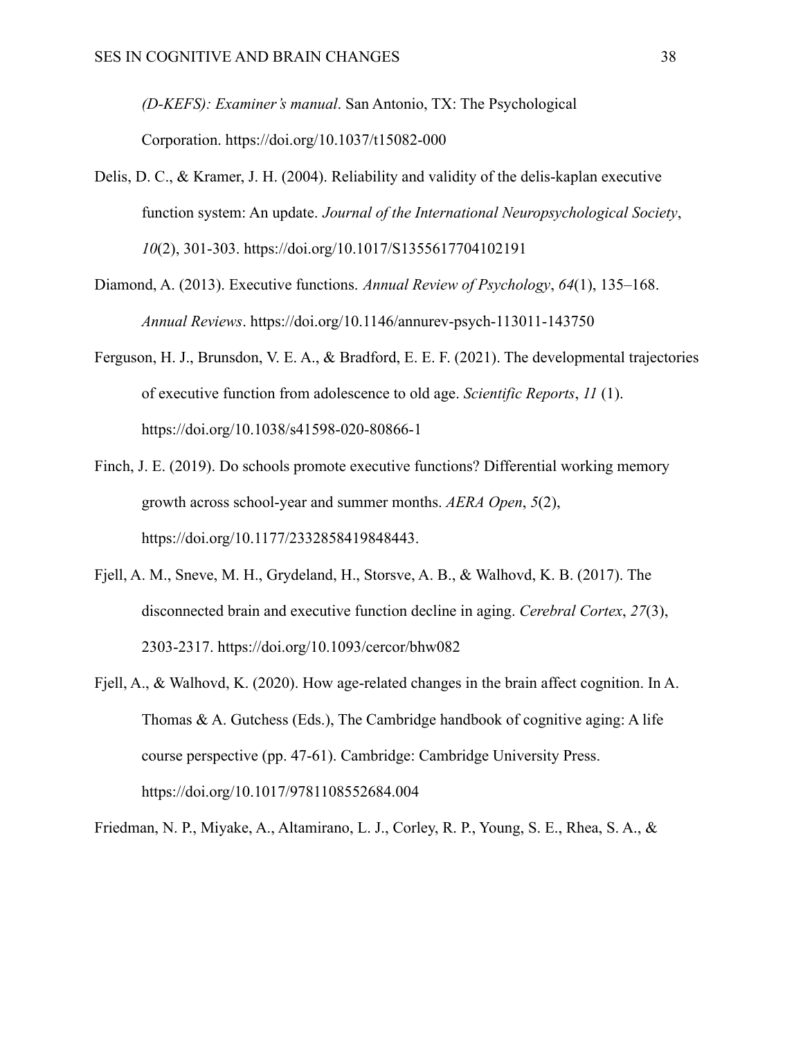*(D-KEFS): Examiner's manual*. San Antonio, TX: The Psychological Corporation. https://doi.org/10.1037/t15082-000

Delis, D. C., & Kramer, J. H. (2004). Reliability and validity of the delis-kaplan executive function system: An update. *Journal of the International Neuropsychological Society*, *10*(2), 301-303. https://doi.org/10.1017/S1355617704102191

Diamond, A. (2013). Executive functions. *Annual Review of Psychology*, *64*(1), 135–168. *Annual Reviews*. https://doi.org/10.1146/annurev-psych-113011-143750

Ferguson, H. J., Brunsdon, V. E. A., & Bradford, E. E. F. (2021). The developmental trajectories of executive function from adolescence to old age. *Scientific Reports*, *11* (1). https://doi.org/10.1038/s41598-020-80866-1

Finch, J. E. (2019). Do schools promote executive functions? Differential working memory growth across school-year and summer months. *AERA Open*, *5*(2), https://doi.org/10.1177/2332858419848443.

Fjell, A. M., Sneve, M. H., Grydeland, H., Storsve, A. B., & Walhovd, K. B. (2017). The disconnected brain and executive function decline in aging. *Cerebral Cortex*, *27*(3), 2303-2317. https://doi.org/10.1093/cercor/bhw082

Fjell, A., & Walhovd, K. (2020). How age-related changes in the brain affect cognition. In A. Thomas & A. Gutchess (Eds.), The Cambridge handbook of cognitive aging: A life course perspective (pp. 47-61). Cambridge: Cambridge University Press. https://doi.org/10.1017/9781108552684.004

Friedman, N. P., Miyake, A., Altamirano, L. J., Corley, R. P., Young, S. E., Rhea, S. A., &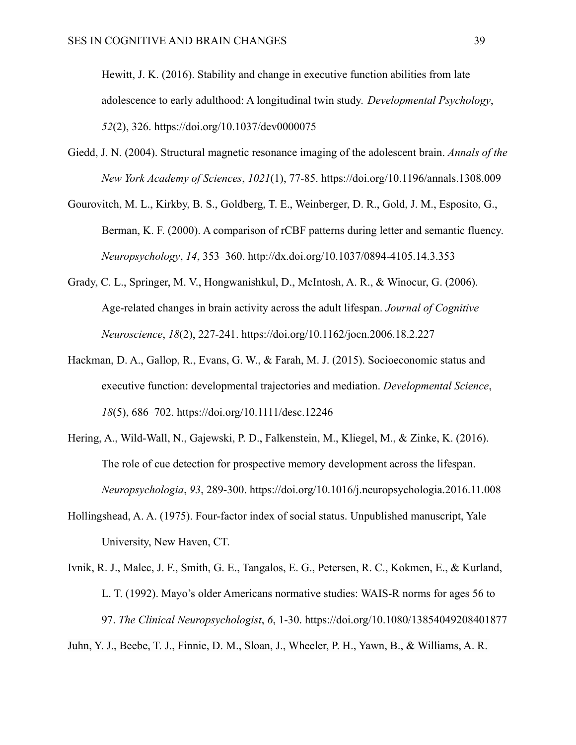Hewitt, J. K. (2016). Stability and change in executive function abilities from late adolescence to early adulthood: A longitudinal twin study. *Developmental Psychology*, *52*(2), 326. https://doi.org/10.1037/dev0000075

Giedd, J. N. (2004). Structural magnetic resonance imaging of the adolescent brain. *Annals of the New York Academy of Sciences*, *1021*(1), 77-85. https://doi.org/10.1196/annals.1308.009

Gourovitch, M. L., Kirkby, B. S., Goldberg, T. E., Weinberger, D. R., Gold, J. M., Esposito, G., Berman, K. F. (2000). A comparison of rCBF patterns during letter and semantic fluency. *Neuropsychology*, *14*, 353–360. http://dx.doi.org/10.1037/0894-4105.14.3.353

Grady, C. L., Springer, M. V., Hongwanishkul, D., McIntosh, A. R., & Winocur, G. (2006). Age-related changes in brain activity across the adult lifespan. *Journal of Cognitive Neuroscience*, *18*(2), 227-241. https://doi.org/10.1162/jocn.2006.18.2.227

Hackman, D. A., Gallop, R., Evans, G. W., & Farah, M. J. (2015). Socioeconomic status and executive function: developmental trajectories and mediation. *Developmental Science*, *18*(5), 686–702. https://doi.org/10.1111/desc.12246

Hering, A., Wild-Wall, N., Gajewski, P. D., Falkenstein, M., Kliegel, M., & Zinke, K. (2016). The role of cue detection for prospective memory development across the lifespan. *Neuropsychologia*, *93*, 289-300. https://doi.org/10.1016/j.neuropsychologia.2016.11.008

Hollingshead, A. A. (1975). Four-factor index of social status. Unpublished manuscript, Yale University, New Haven, CT.

Ivnik, R. J., Malec, J. F., Smith, G. E., Tangalos, E. G., Petersen, R. C., Kokmen, E., & Kurland, L. T. (1992). Mayo's older Americans normative studies: WAIS-R norms for ages 56 to 97. *The Clinical Neuropsychologist*, *6*, 1-30. https://doi.org/10.1080/13854049208401877

Juhn, Y. J., Beebe, T. J., Finnie, D. M., Sloan, J., Wheeler, P. H., Yawn, B., & Williams, A. R.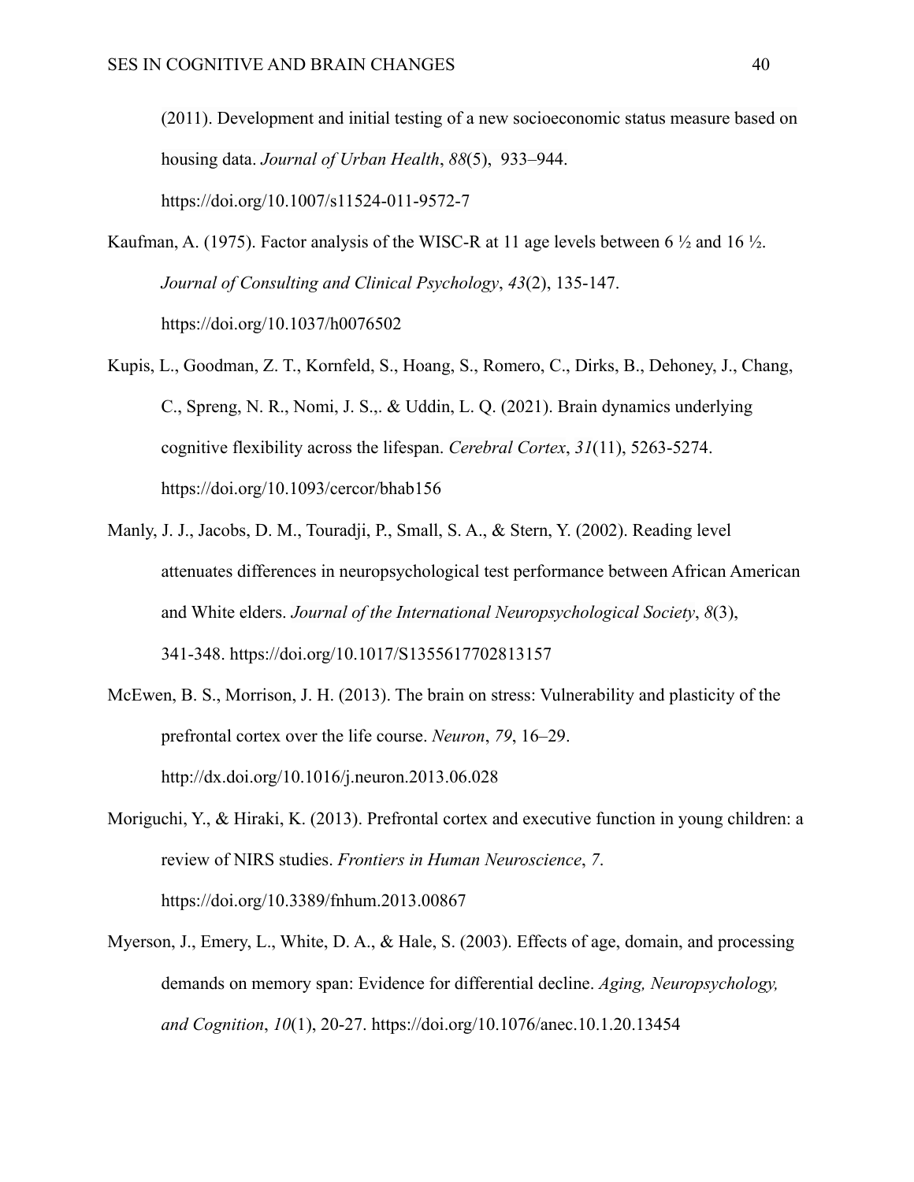(2011). Development and initial testing of a new socioeconomic status measure based on housing data. *Journal of Urban Health*, *88*(5), 933–944. https://doi.org/10.1007/s11524-011-9572-7

Kaufman, A. (1975). Factor analysis of the WISC-R at 11 age levels between 6 ½ and 16 ½. *Journal of Consulting and Clinical Psychology*, *43*(2), 135-147. https://doi.org/10.1037/h0076502

Kupis, L., Goodman, Z. T., Kornfeld, S., Hoang, S., Romero, C., Dirks, B., Dehoney, J., Chang, C., Spreng, N. R., Nomi, J. S.,. & Uddin, L. Q. (2021). Brain dynamics underlying cognitive flexibility across the lifespan. *Cerebral Cortex*, *31*(11), 5263-5274. https://doi.org/10.1093/cercor/bhab156

Manly, J. J., Jacobs, D. M., Touradji, P., Small, S. A., & Stern, Y. (2002). Reading level attenuates differences in neuropsychological test performance between African American and White elders. *Journal of the International Neuropsychological Society*, *8*(3), 341-348. https://doi.org/10.1017/S1355617702813157

McEwen, B. S., Morrison, J. H. (2013). The brain on stress: Vulnerability and plasticity of the prefrontal cortex over the life course. *Neuron*, *79*, 16–29. http://dx.doi.org/10.1016/j.neuron.2013.06.028

Moriguchi, Y., & Hiraki, K. (2013). Prefrontal cortex and executive function in young children: a review of NIRS studies. *Frontiers in Human Neuroscience*, *7*. https://doi.org/10.3389/fnhum.2013.00867

Myerson, J., Emery, L., White, D. A., & Hale, S. (2003). Effects of age, domain, and processing demands on memory span: Evidence for differential decline. *Aging, Neuropsychology, and Cognition*, *10*(1), 20-27. https://doi.org/10.1076/anec.10.1.20.13454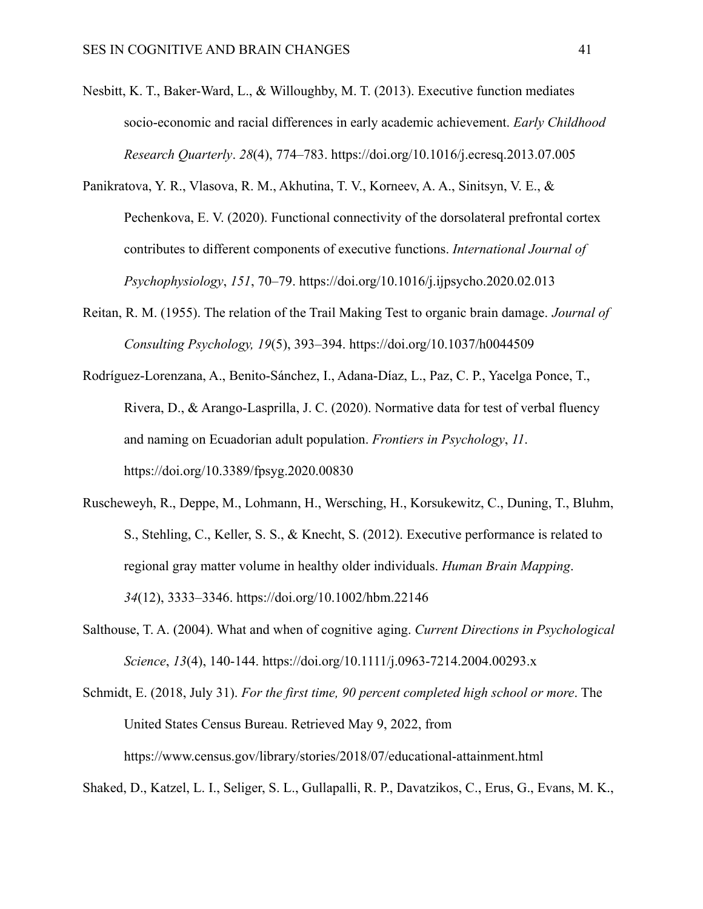Nesbitt, K. T., Baker-Ward, L., & Willoughby, M. T. (2013). Executive function mediates socio-economic and racial differences in early academic achievement. *Early Childhood Research Quarterly*. *28*(4), 774–783. https://doi.org/10.1016/j.ecresq.2013.07.005

Panikratova, Y. R., Vlasova, R. M., Akhutina, T. V., Korneev, A. A., Sinitsyn, V. E., & Pechenkova, E. V. (2020). Functional connectivity of the dorsolateral prefrontal cortex contributes to different components of executive functions. *International Journal of Psychophysiology*, *151*, 70–79. https://doi.org/10.1016/j.ijpsycho.2020.02.013

Reitan, R. M. (1955). The relation of the Trail Making Test to organic brain damage. *Journal of Consulting Psychology, 19*(5), 393–394. https://doi.org/10.1037/h0044509

Rodríguez-Lorenzana, A., Benito-Sánchez, I., Adana-Díaz, L., Paz, C. P., Yacelga Ponce, T., Rivera, D., & Arango-Lasprilla, J. C. (2020). Normative data for test of verbal fluency and naming on Ecuadorian adult population. *Frontiers in Psychology*, *11*. https://doi.org/10.3389/fpsyg.2020.00830

Ruscheweyh, R., Deppe, M., Lohmann, H., Wersching, H., Korsukewitz, C., Duning, T., Bluhm, S., Stehling, C., Keller, S. S., & Knecht, S. (2012). Executive performance is related to regional gray matter volume in healthy older individuals. *Human Brain Mapping*. *34*(12), 3333–3346. https://doi.org/10.1002/hbm.22146

Salthouse, T. A. (2004). What and when of cognitive aging. *Current Directions in Psychological Science*, *13*(4), 140-144. https://doi.org/10.1111/j.0963-7214.2004.00293.x

Schmidt, E. (2018, July 31). *For the first time, 90 percent completed high school or more*. The United States Census Bureau. Retrieved May 9, 2022, from https://www.census.gov/library/stories/2018/07/educational-attainment.html

Shaked, D., Katzel, L. I., Seliger, S. L., Gullapalli, R. P., Davatzikos, C., Erus, G., Evans, M. K.,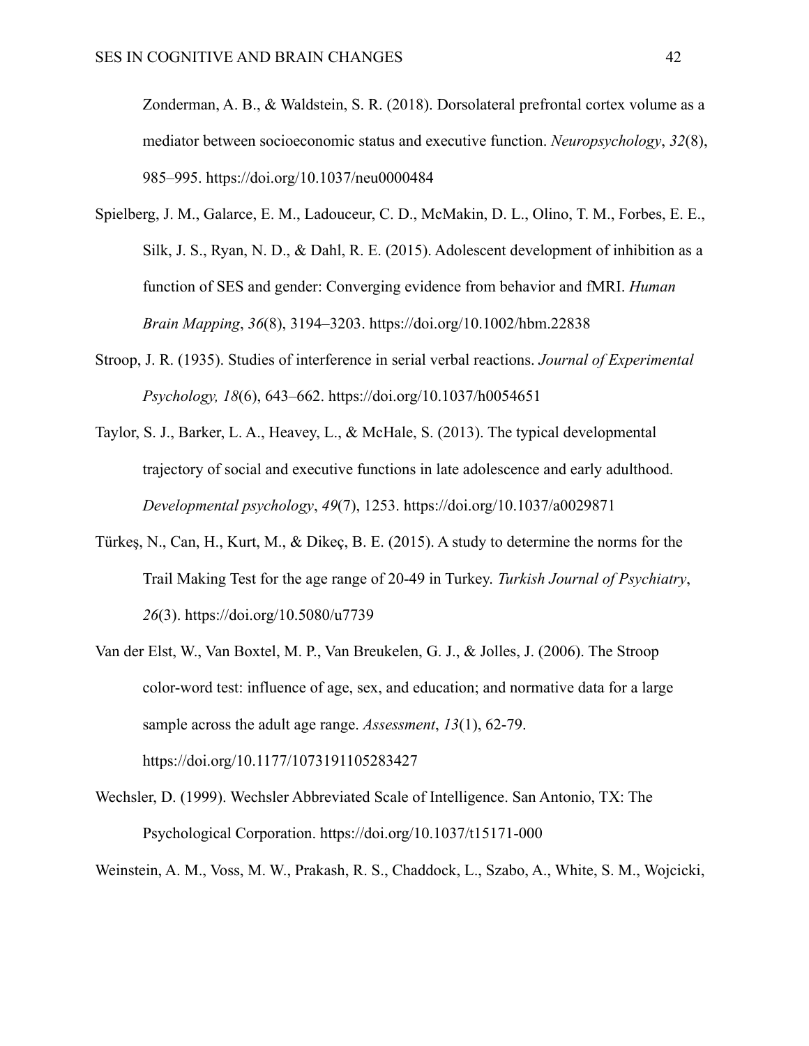Zonderman, A. B., & Waldstein, S. R. (2018). Dorsolateral prefrontal cortex volume as a mediator between socioeconomic status and executive function. *Neuropsychology*, *32*(8), 985–995. https://doi.org/10.1037/neu0000484

Spielberg, J. M., Galarce, E. M., Ladouceur, C. D., McMakin, D. L., Olino, T. M., Forbes, E. E., Silk, J. S., Ryan, N. D., & Dahl, R. E. (2015). Adolescent development of inhibition as a function of SES and gender: Converging evidence from behavior and fMRI. *Human Brain Mapping*, *36*(8), 3194–3203. https://doi.org/10.1002/hbm.22838

Stroop, J. R. (1935). Studies of interference in serial verbal reactions. *Journal of Experimental Psychology, 18*(6), 643–662. https://doi.org/10.1037/h0054651

Taylor, S. J., Barker, L. A., Heavey, L., & McHale, S. (2013). The typical developmental trajectory of social and executive functions in late adolescence and early adulthood. *Developmental psychology*, *49*(7), 1253. https://doi.org/10.1037/a0029871

Türkeş, N., Can, H., Kurt, M., & Dikeç, B. E. (2015). A study to determine the norms for the Trail Making Test for the age range of 20-49 in Turkey. *Turkish Journal of Psychiatry*, *26*(3). https://doi.org/10.5080/u7739

Van der Elst, W., Van Boxtel, M. P., Van Breukelen, G. J., & Jolles, J. (2006). The Stroop color-word test: influence of age, sex, and education; and normative data for a large sample across the adult age range. *Assessment*, *13*(1), 62-79. https://doi.org/10.1177/1073191105283427

Wechsler, D. (1999). Wechsler Abbreviated Scale of Intelligence. San Antonio, TX: The Psychological Corporation. https://doi.org/10.1037/t15171-000

Weinstein, A. M., Voss, M. W., Prakash, R. S., Chaddock, L., Szabo, A., White, S. M., Wojcicki,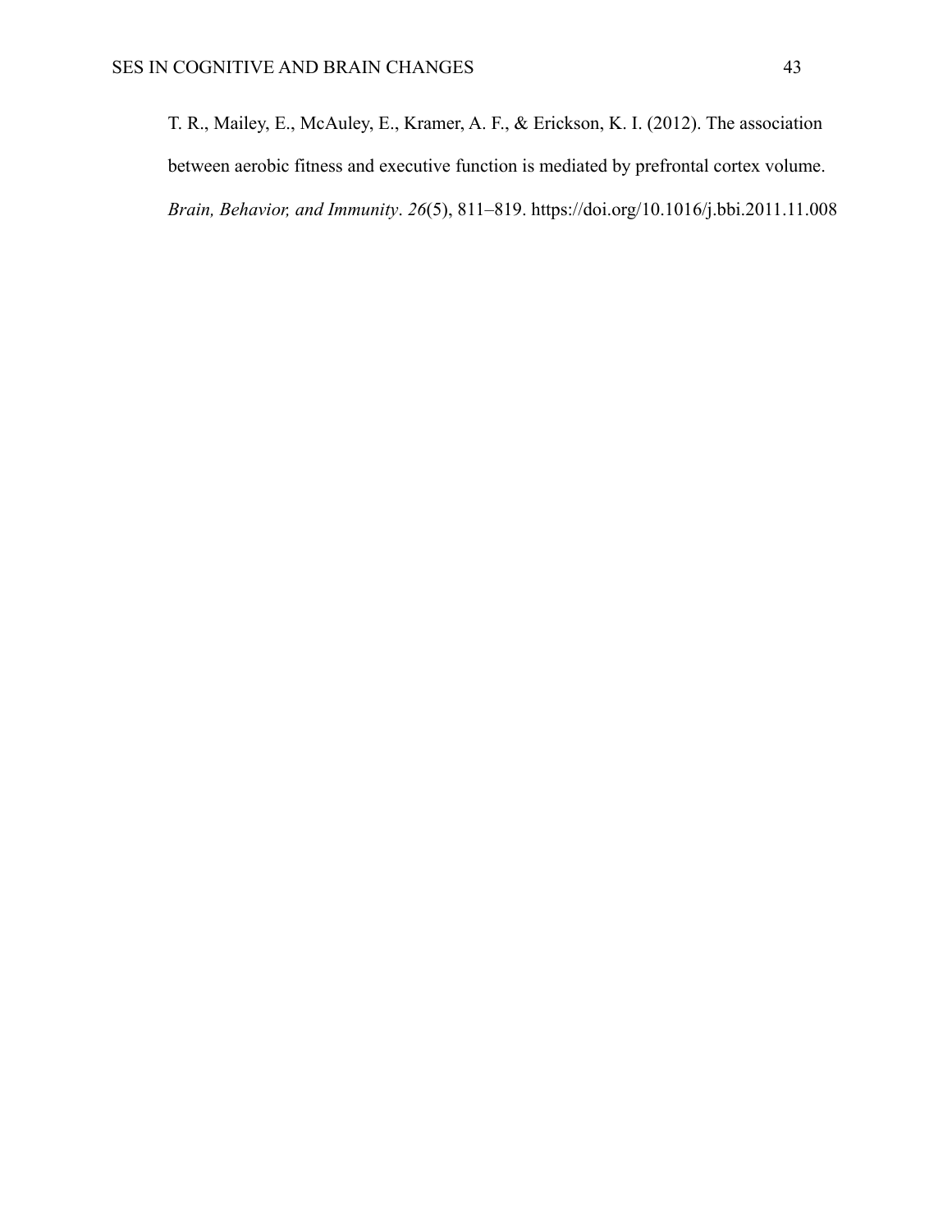T. R., Mailey, E., McAuley, E., Kramer, A. F., & Erickson, K. I. (2012). The association between aerobic fitness and executive function is mediated by prefrontal cortex volume. *Brain, Behavior, and Immunity*. *26*(5), 811–819. https://doi.org/10.1016/j.bbi.2011.11.008